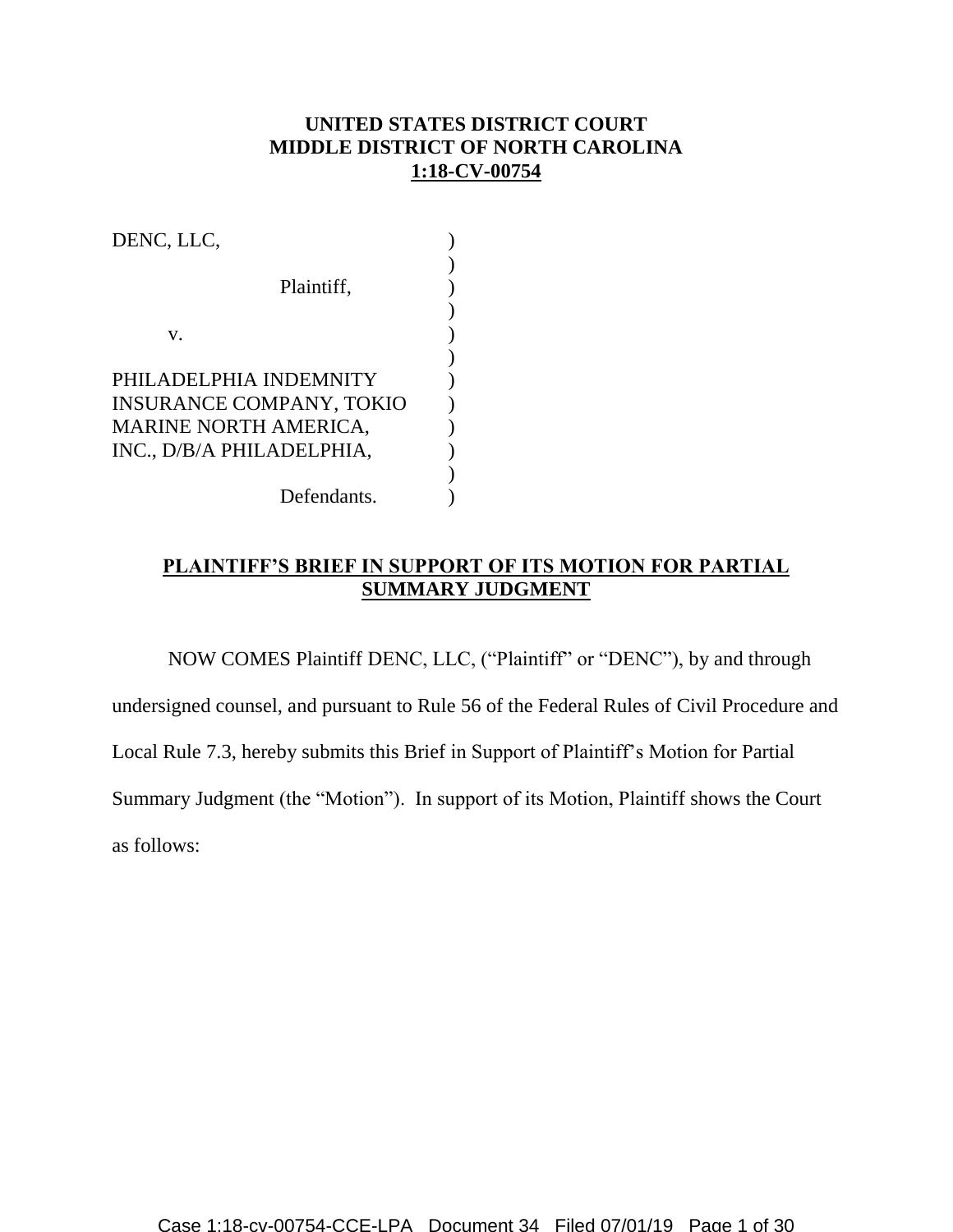**UNITED STATES DISTRICT COURT**
**MIDDLE DISTRICT OF NORTH CAROLINA**
**1:18-CV-00754**

DENC, LLC,

Plaintiff,

v.

PHILADELPHIA INDEMNITY INSURANCE COMPANY, TOKIO MARINE NORTH AMERICA, INC., D/B/A PHILADELPHIA,

Defendants.

**PLAINTIFF'S BRIEF IN SUPPORT OF ITS MOTION FOR PARTIAL SUMMARY JUDGMENT**

NOW COMES Plaintiff DENC, LLC, ("Plaintiff" or "DENC"), by and through undersigned counsel, and pursuant to Rule 56 of the Federal Rules of Civil Procedure and Local Rule 7.3, hereby submits this Brief in Support of Plaintiff's Motion for Partial Summary Judgment (the "Motion"). In support of its Motion, Plaintiff shows the Court as follows: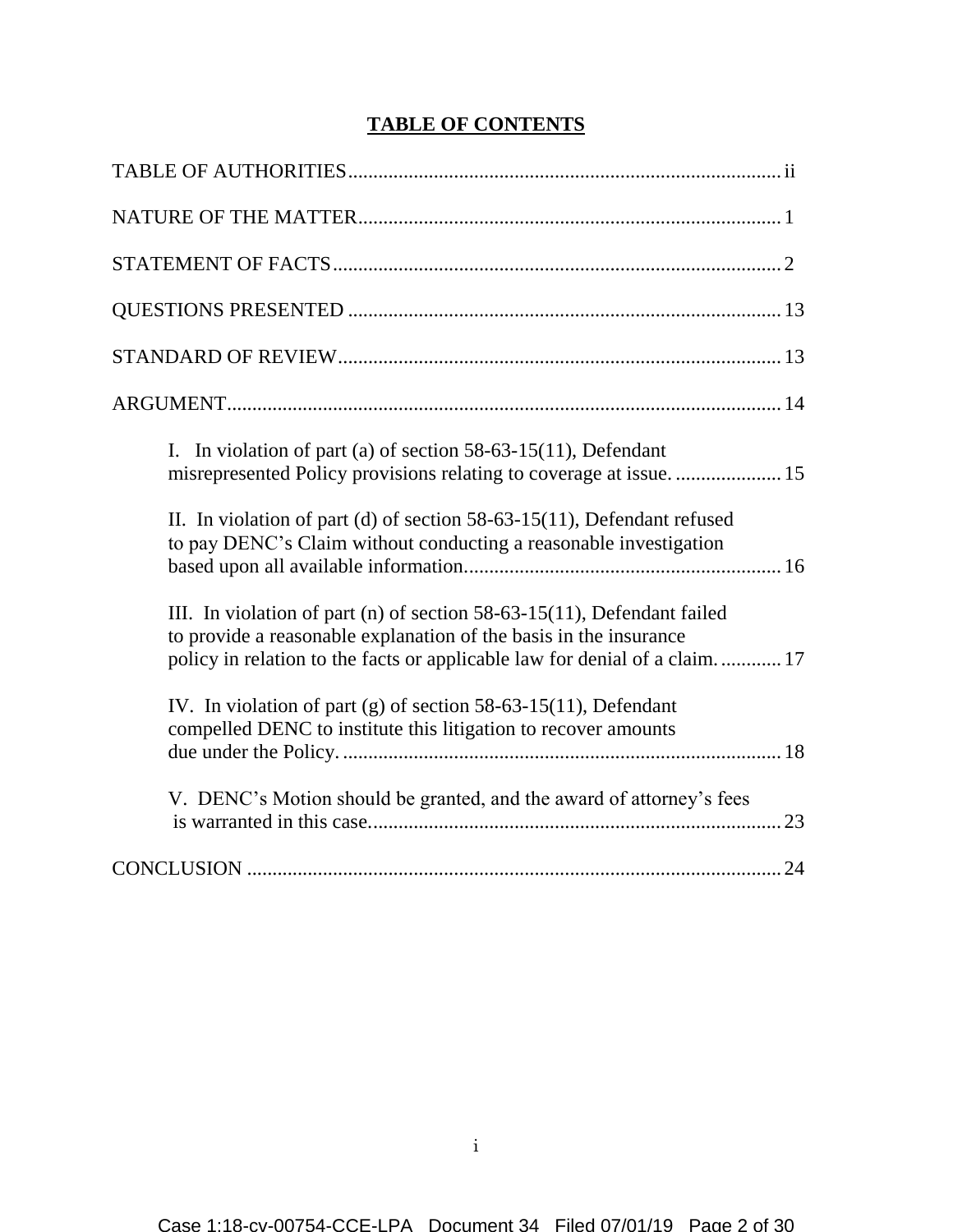## TABLE OF CONTENTS

TABLE OF AUTHORITIES ..................................................................................... ii

NATURE OF THE MATTER ................................................................................... 1

STATEMENT OF FACTS ........................................................................................ 2

QUESTIONS PRESENTED ..................................................................................... 13

STANDARD OF REVIEW ....................................................................................... 13

ARGUMENT ............................................................................................................. 14

I. In violation of part (a) of section 58-63-15(11), Defendant misrepresented Policy provisions relating to coverage at issue. ..................... 15

II. In violation of part (d) of section 58-63-15(11), Defendant refused to pay DENC's Claim without conducting a reasonable investigation based upon all available information. .............................................................. 16

III. In violation of part (n) of section 58-63-15(11), Defendant failed to provide a reasonable explanation of the basis in the insurance policy in relation to the facts or applicable law for denial of a claim. ............ 17

IV. In violation of part (g) of section 58-63-15(11), Defendant compelled DENC to institute this litigation to recover amounts due under the Policy. ....................................................................................... 18

V. DENC's Motion should be granted, and the award of attorney's fees is warranted in this case. ................................................................................. 23

CONCLUSION .......................................................................................................... 24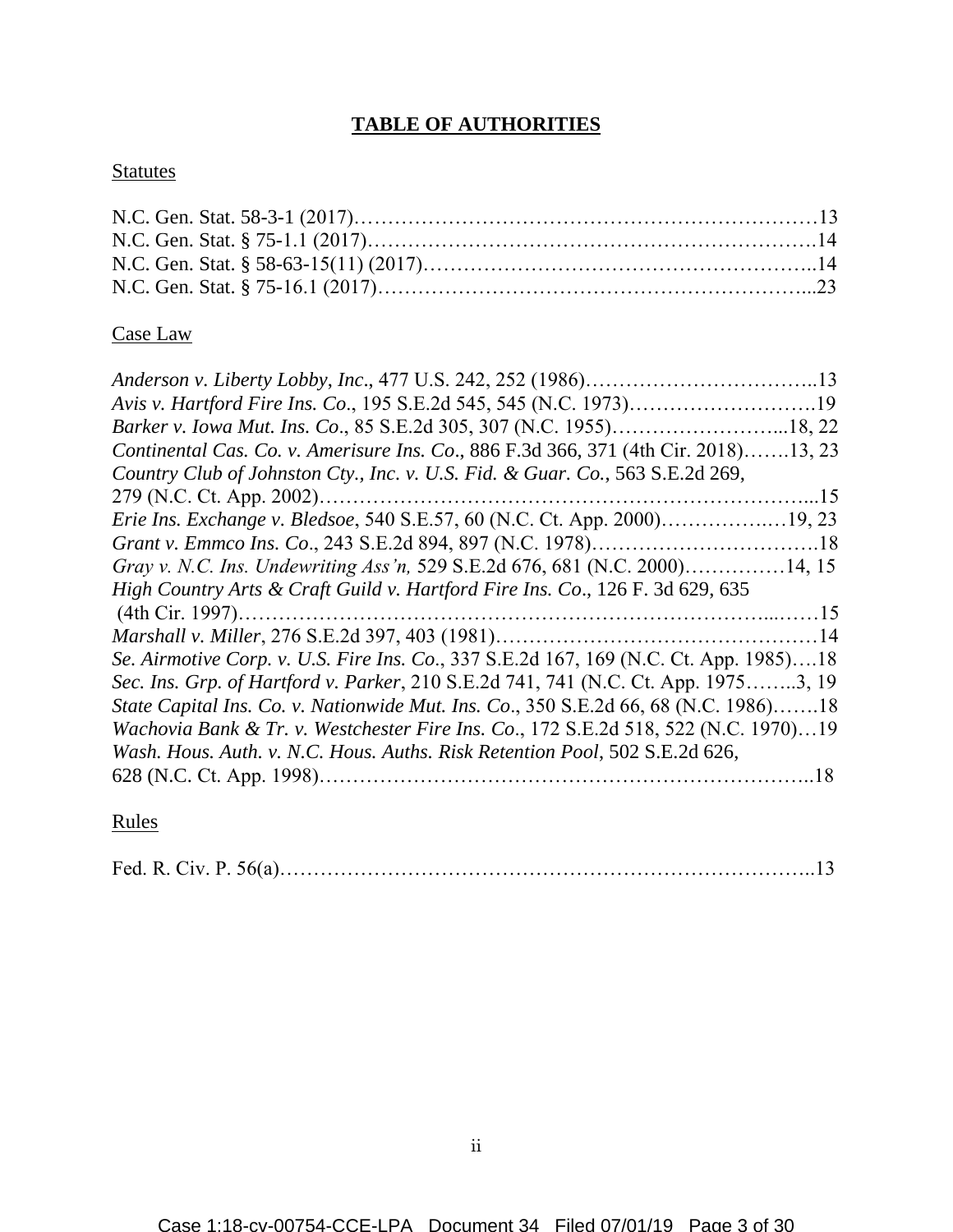# TABLE OF AUTHORITIES

Statutes

N.C. Gen. Stat. 58-3-1 (2017)……………………………………………………………13
N.C. Gen. Stat. § 75-1.1 (2017)……………………………………………………………14
N.C. Gen. Stat. § 58-63-15(11) (2017)…………………………………………………..14
N.C. Gen. Stat. § 75-16.1 (2017)………………………………………………………...23

Case Law

*Anderson v. Liberty Lobby, Inc*., 477 U.S. 242, 252 (1986)……………………………..13
*Avis v. Hartford Fire Ins. Co*., 195 S.E.2d 545, 545 (N.C. 1973)……………………….19
*Barker v. Iowa Mut. Ins. Co*., 85 S.E.2d 305, 307 (N.C. 1955)……………………...18, 22
*Continental Cas. Co. v. Amerisure Ins. Co*., 886 F.3d 366, 371 (4th Cir. 2018)…….13, 23
*Country Club of Johnston Cty., Inc. v. U.S. Fid. & Guar. Co.*, 563 S.E.2d 269, 279 (N.C. Ct. App. 2002)………………………………………………………………...15
*Erie Ins. Exchange v. Bledsoe*, 540 S.E.57, 60 (N.C. Ct. App. 2000)…………….…19, 23
*Grant v. Emmco Ins. Co*., 243 S.E.2d 894, 897 (N.C. 1978)…………………………….18
*Gray v. N.C. Ins. Undewriting Ass'n,* 529 S.E.2d 676, 681 (N.C. 2000)……………14, 15
*High Country Arts & Craft Guild v. Hartford Fire Ins. Co*., 126 F. 3d 629, 635 (4th Cir. 1997)……………………………………………………………………...……15
*Marshall v. Miller*, 276 S.E.2d 397, 403 (1981)…………………………………………14
*Se. Airmotive Corp. v. U.S. Fire Ins. Co*., 337 S.E.2d 167, 169 (N.C. Ct. App. 1985)….18
*Sec. Ins. Grp. of Hartford v. Parker*, 210 S.E.2d 741, 741 (N.C. Ct. App. 1975……..3, 19
*State Capital Ins. Co. v. Nationwide Mut. Ins. Co*., 350 S.E.2d 66, 68 (N.C. 1986)…….18
*Wachovia Bank & Tr. v. Westchester Fire Ins. Co*., 172 S.E.2d 518, 522 (N.C. 1970)…19
*Wash. Hous. Auth. v. N.C. Hous. Auths. Risk Retention Pool*, 502 S.E.2d 626, 628 (N.C. Ct. App. 1998)……………………………………………………………..18

Rules

Fed. R. Civ. P. 56(a)…………………………………………………………………..13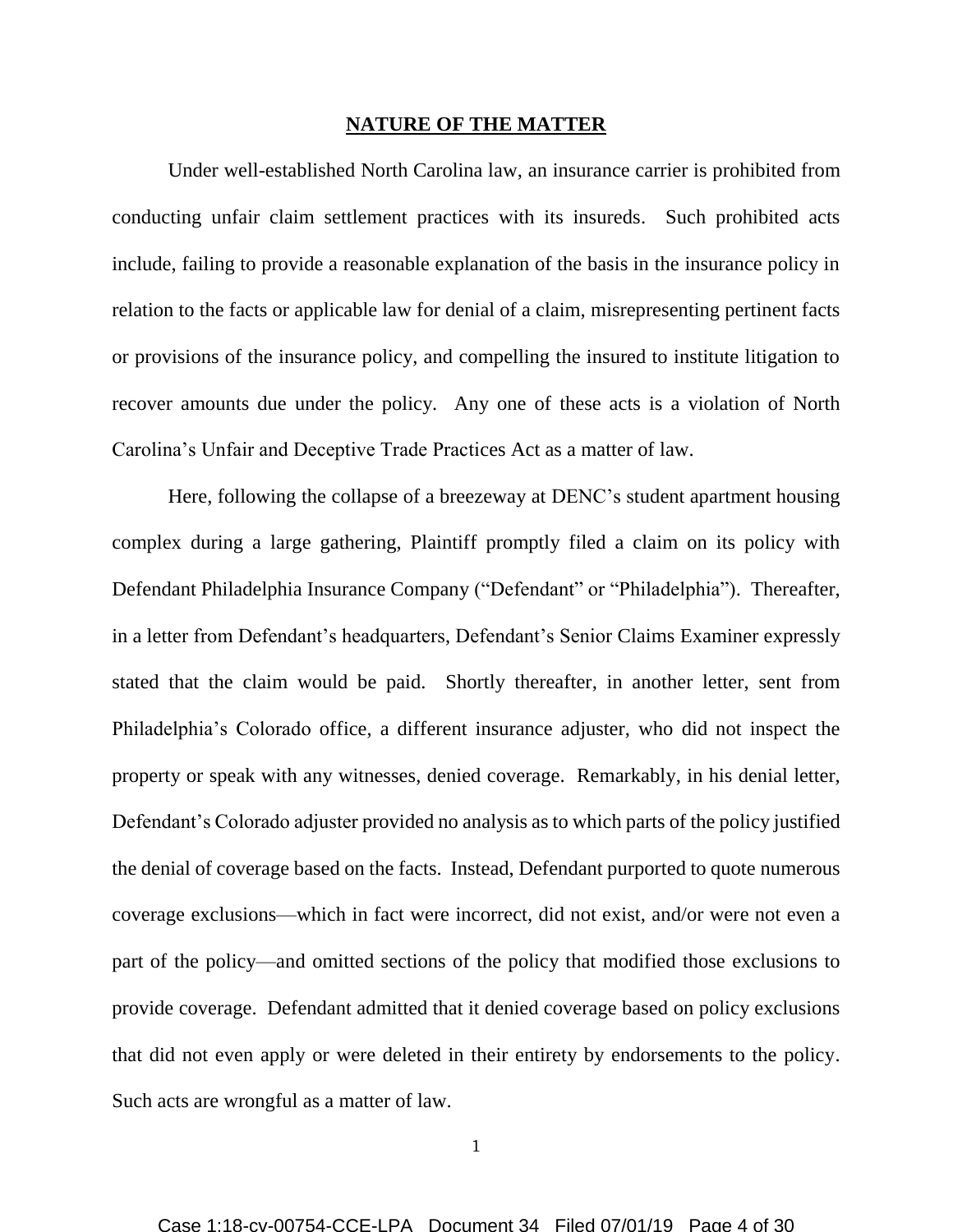## NATURE OF THE MATTER

Under well-established North Carolina law, an insurance carrier is prohibited from conducting unfair claim settlement practices with its insureds. Such prohibited acts include, failing to provide a reasonable explanation of the basis in the insurance policy in relation to the facts or applicable law for denial of a claim, misrepresenting pertinent facts or provisions of the insurance policy, and compelling the insured to institute litigation to recover amounts due under the policy. Any one of these acts is a violation of North Carolina's Unfair and Deceptive Trade Practices Act as a matter of law.

Here, following the collapse of a breezeway at DENC's student apartment housing complex during a large gathering, Plaintiff promptly filed a claim on its policy with Defendant Philadelphia Insurance Company ("Defendant" or "Philadelphia"). Thereafter, in a letter from Defendant's headquarters, Defendant's Senior Claims Examiner expressly stated that the claim would be paid. Shortly thereafter, in another letter, sent from Philadelphia's Colorado office, a different insurance adjuster, who did not inspect the property or speak with any witnesses, denied coverage. Remarkably, in his denial letter, Defendant's Colorado adjuster provided no analysis as to which parts of the policy justified the denial of coverage based on the facts. Instead, Defendant purported to quote numerous coverage exclusions—which in fact were incorrect, did not exist, and/or were not even a part of the policy—and omitted sections of the policy that modified those exclusions to provide coverage. Defendant admitted that it denied coverage based on policy exclusions that did not even apply or were deleted in their entirety by endorsements to the policy. Such acts are wrongful as a matter of law.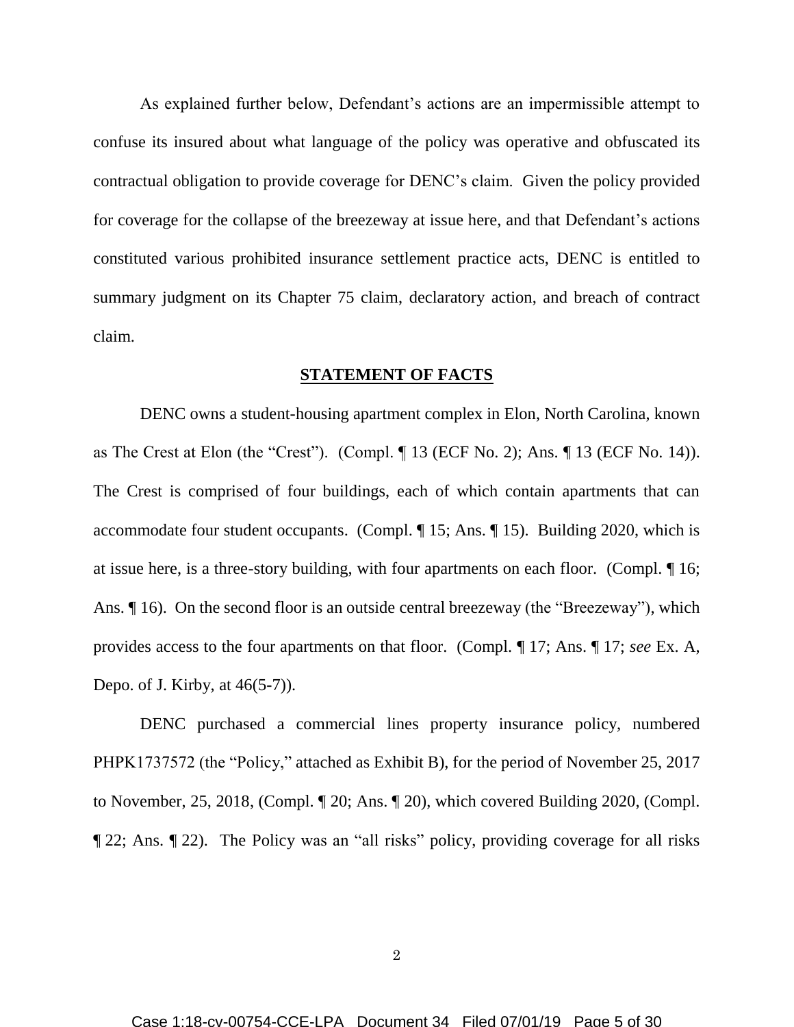As explained further below, Defendant's actions are an impermissible attempt to confuse its insured about what language of the policy was operative and obfuscated its contractual obligation to provide coverage for DENC's claim. Given the policy provided for coverage for the collapse of the breezeway at issue here, and that Defendant's actions constituted various prohibited insurance settlement practice acts, DENC is entitled to summary judgment on its Chapter 75 claim, declaratory action, and breach of contract claim.

## STATEMENT OF FACTS

DENC owns a student-housing apartment complex in Elon, North Carolina, known as The Crest at Elon (the "Crest"). (Compl. ¶ 13 (ECF No. 2); Ans. ¶ 13 (ECF No. 14)). The Crest is comprised of four buildings, each of which contain apartments that can accommodate four student occupants. (Compl. ¶ 15; Ans. ¶ 15). Building 2020, which is at issue here, is a three-story building, with four apartments on each floor. (Compl. ¶ 16; Ans. ¶ 16). On the second floor is an outside central breezeway (the "Breezeway"), which provides access to the four apartments on that floor. (Compl. ¶ 17; Ans. ¶ 17; *see* Ex. A, Depo. of J. Kirby, at 46(5-7)).

DENC purchased a commercial lines property insurance policy, numbered PHPK1737572 (the "Policy," attached as Exhibit B), for the period of November 25, 2017 to November, 25, 2018, (Compl. ¶ 20; Ans. ¶ 20), which covered Building 2020, (Compl. ¶ 22; Ans. ¶ 22). The Policy was an "all risks" policy, providing coverage for all risks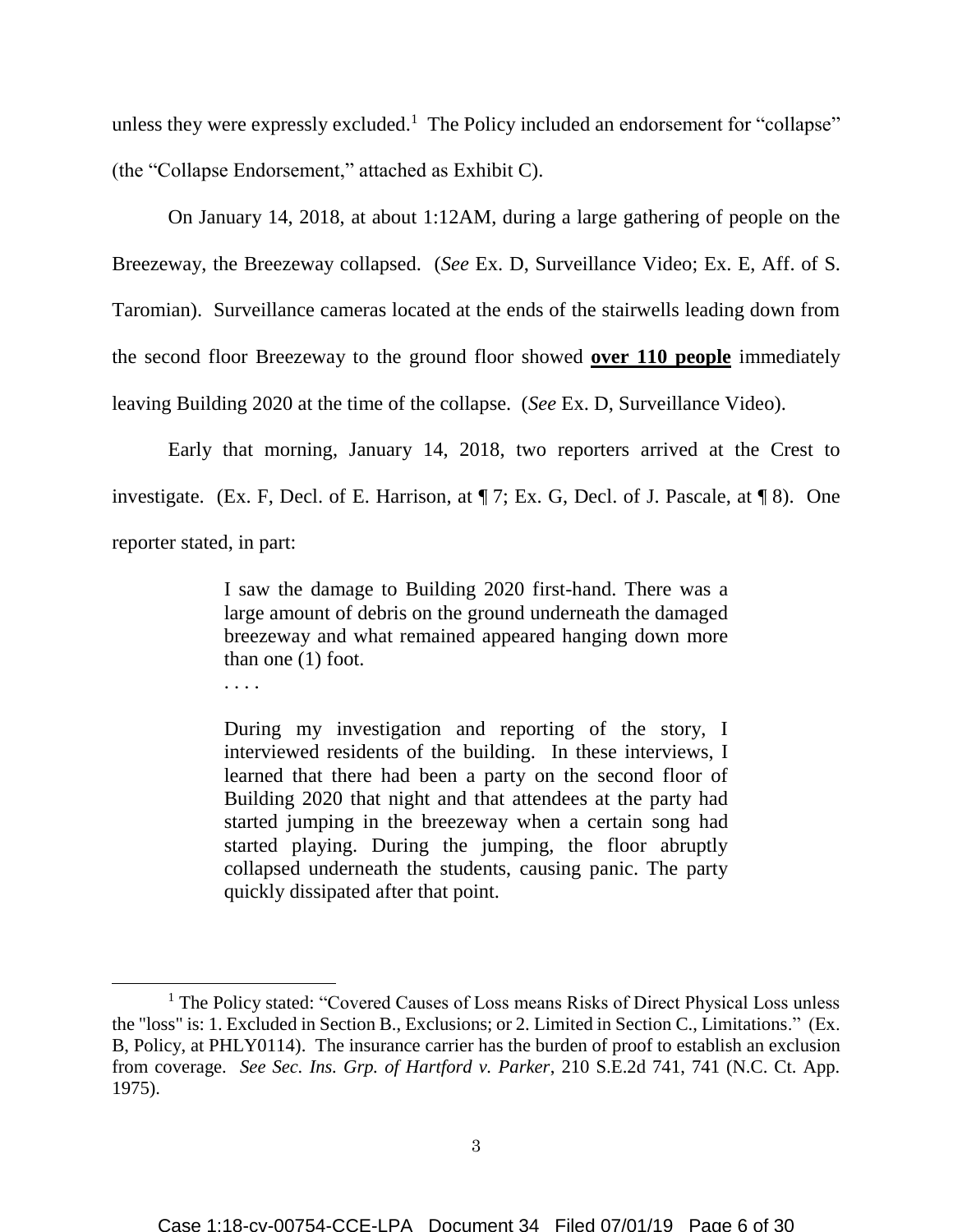unless they were expressly excluded.[1] The Policy included an endorsement for "collapse" (the "Collapse Endorsement," attached as Exhibit C).

On January 14, 2018, at about 1:12AM, during a large gathering of people on the Breezeway, the Breezeway collapsed. (*See* Ex. D, Surveillance Video; Ex. E, Aff. of S. Taromian). Surveillance cameras located at the ends of the stairwells leading down from the second floor Breezeway to the ground floor showed **over 110 people** immediately leaving Building 2020 at the time of the collapse. (*See* Ex. D, Surveillance Video).

Early that morning, January 14, 2018, two reporters arrived at the Crest to investigate. (Ex. F, Decl. of E. Harrison, at ¶ 7; Ex. G, Decl. of J. Pascale, at ¶ 8). One reporter stated, in part:

> I saw the damage to Building 2020 first-hand. There was a large amount of debris on the ground underneath the damaged breezeway and what remained appeared hanging down more than one (1) foot.
>
> . . . .
>
> During my investigation and reporting of the story, I interviewed residents of the building. In these interviews, I learned that there had been a party on the second floor of Building 2020 that night and that attendees at the party had started jumping in the breezeway when a certain song had started playing. During the jumping, the floor abruptly collapsed underneath the students, causing panic. The party quickly dissipated after that point.

---

[1] The Policy stated: "Covered Causes of Loss means Risks of Direct Physical Loss unless the "loss" is: 1. Excluded in Section B., Exclusions; or 2. Limited in Section C., Limitations." (Ex. B, Policy, at PHLY0114). The insurance carrier has the burden of proof to establish an exclusion from coverage. *See Sec. Ins. Grp. of Hartford v. Parker*, 210 S.E.2d 741, 741 (N.C. Ct. App. 1975).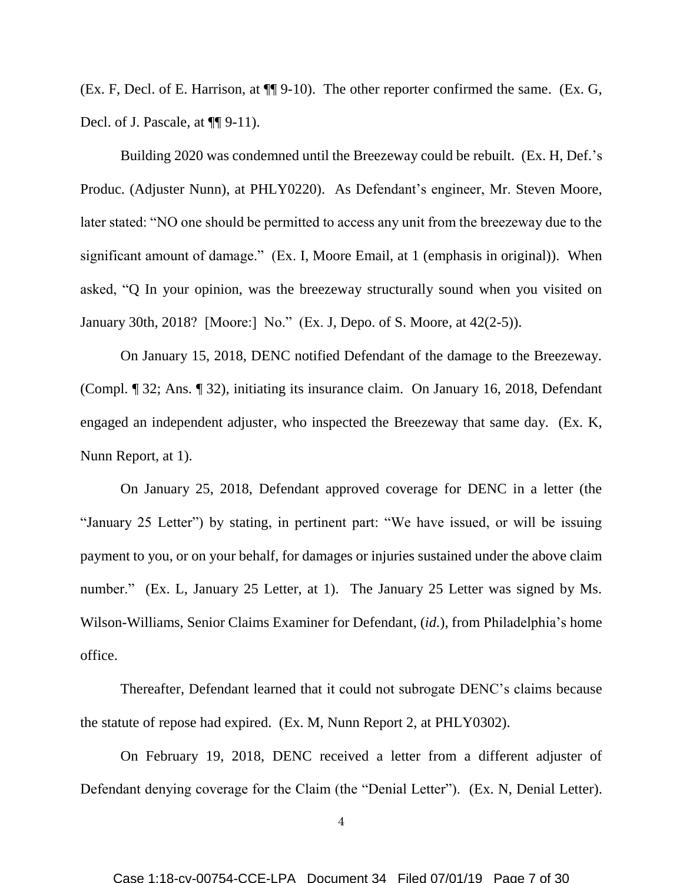(Ex. F, Decl. of E. Harrison, at ¶¶ 9-10). The other reporter confirmed the same. (Ex. G, Decl. of J. Pascale, at ¶¶ 9-11).

Building 2020 was condemned until the Breezeway could be rebuilt. (Ex. H, Def.'s Produc. (Adjuster Nunn), at PHLY0220). As Defendant's engineer, Mr. Steven Moore, later stated: "NO one should be permitted to access any unit from the breezeway due to the significant amount of damage." (Ex. I, Moore Email, at 1 (emphasis in original)). When asked, "Q In your opinion, was the breezeway structurally sound when you visited on January 30th, 2018? [Moore:] No." (Ex. J, Depo. of S. Moore, at 42(2-5)).

On January 15, 2018, DENC notified Defendant of the damage to the Breezeway. (Compl. ¶ 32; Ans. ¶ 32), initiating its insurance claim. On January 16, 2018, Defendant engaged an independent adjuster, who inspected the Breezeway that same day. (Ex. K, Nunn Report, at 1).

On January 25, 2018, Defendant approved coverage for DENC in a letter (the "January 25 Letter") by stating, in pertinent part: "We have issued, or will be issuing payment to you, or on your behalf, for damages or injuries sustained under the above claim number." (Ex. L, January 25 Letter, at 1). The January 25 Letter was signed by Ms. Wilson-Williams, Senior Claims Examiner for Defendant, (*id.*), from Philadelphia's home office.

Thereafter, Defendant learned that it could not subrogate DENC's claims because the statute of repose had expired. (Ex. M, Nunn Report 2, at PHLY0302).

On February 19, 2018, DENC received a letter from a different adjuster of Defendant denying coverage for the Claim (the "Denial Letter"). (Ex. N, Denial Letter).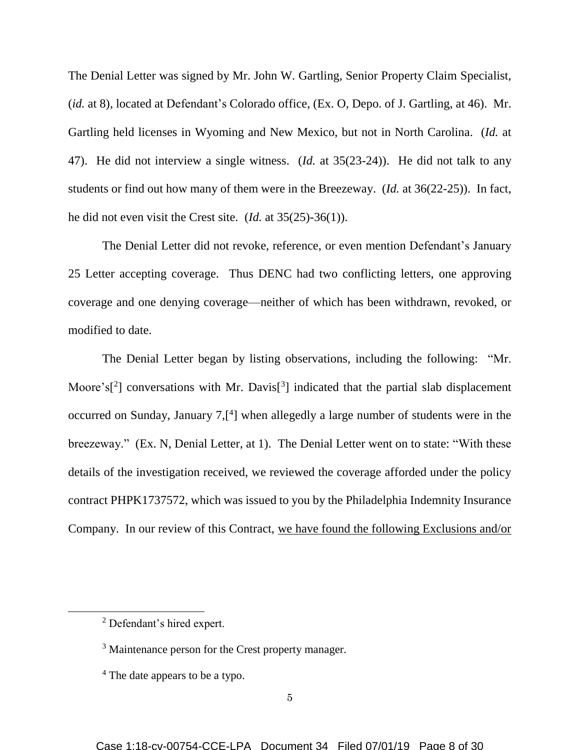The Denial Letter was signed by Mr. John W. Gartling, Senior Property Claim Specialist, (*id.* at 8), located at Defendant's Colorado office, (Ex. O, Depo. of J. Gartling, at 46). Mr. Gartling held licenses in Wyoming and New Mexico, but not in North Carolina. (*Id.* at 47). He did not interview a single witness. (*Id.* at 35(23-24)). He did not talk to any students or find out how many of them were in the Breezeway. (*Id.* at 36(22-25)). In fact, he did not even visit the Crest site. (*Id.* at 35(25)-36(1)).

The Denial Letter did not revoke, reference, or even mention Defendant's January 25 Letter accepting coverage. Thus DENC had two conflicting letters, one approving coverage and one denying coverage—neither of which has been withdrawn, revoked, or modified to date.

The Denial Letter began by listing observations, including the following: "Mr. Moore's[2] conversations with Mr. Davis[3] indicated that the partial slab displacement occurred on Sunday, January 7,[4] when allegedly a large number of students were in the breezeway." (Ex. N, Denial Letter, at 1). The Denial Letter went on to state: "With these details of the investigation received, we reviewed the coverage afforded under the policy contract PHPK1737572, which was issued to you by the Philadelphia Indemnity Insurance Company. In our review of this Contract, <u>we have found the following Exclusions and/or</u>

---

[2] Defendant's hired expert.

[3] Maintenance person for the Crest property manager.

[4] The date appears to be a typo.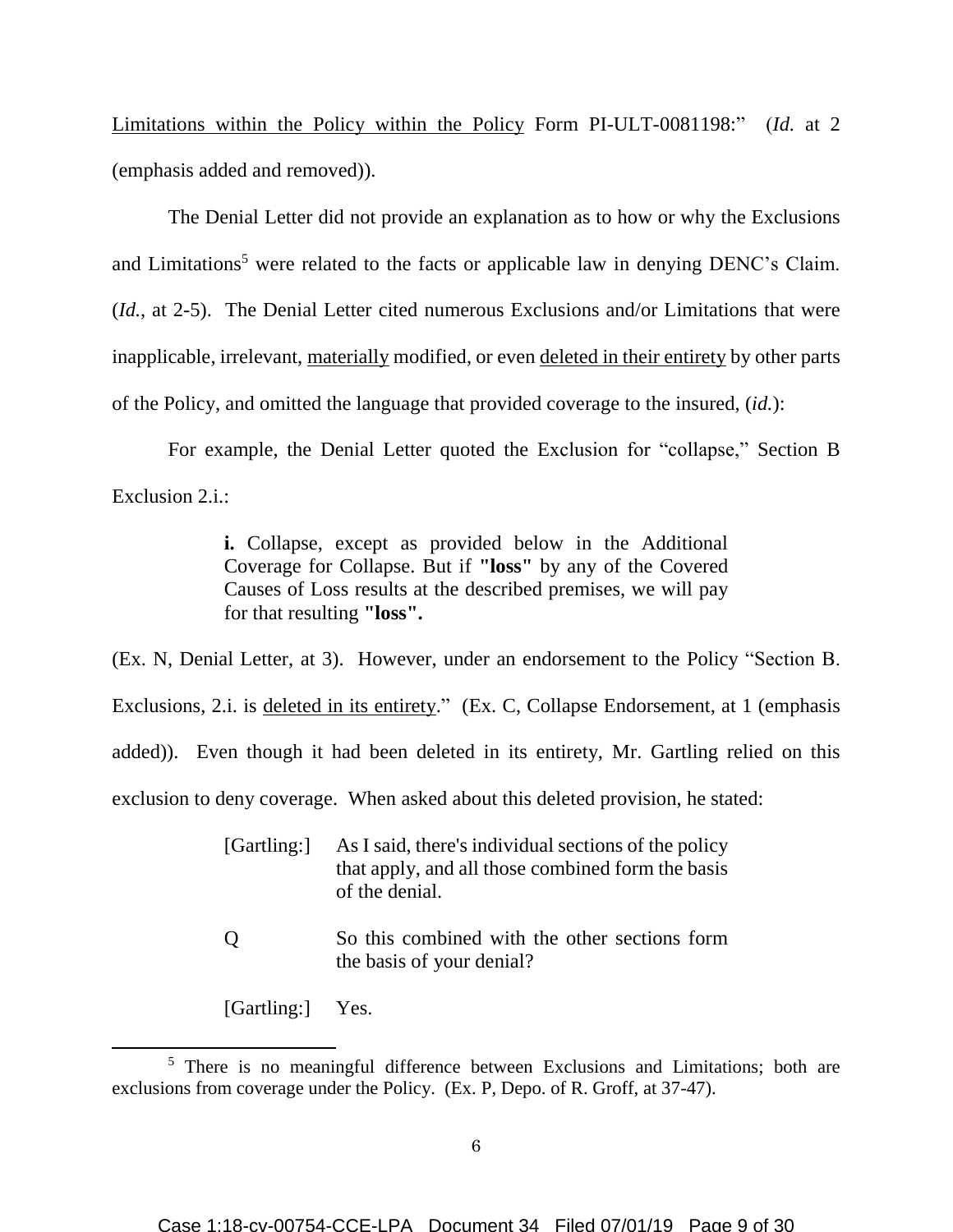Limitations within the Policy within the Policy Form PI-ULT-0081198:" (*Id.* at 2 (emphasis added and removed)).

The Denial Letter did not provide an explanation as to how or why the Exclusions and Limitations[5] were related to the facts or applicable law in denying DENC's Claim. (*Id.*, at 2-5). The Denial Letter cited numerous Exclusions and/or Limitations that were inapplicable, irrelevant, materially modified, or even deleted in their entirety by other parts of the Policy, and omitted the language that provided coverage to the insured, (*id.*):

For example, the Denial Letter quoted the Exclusion for "collapse," Section B Exclusion 2.i.:

> **i.** Collapse, except as provided below in the Additional Coverage for Collapse. But if **"loss"** by any of the Covered Causes of Loss results at the described premises, we will pay for that resulting **"loss".**

(Ex. N, Denial Letter, at 3). However, under an endorsement to the Policy "Section B. Exclusions, 2.i. is deleted in its entirety." (Ex. C, Collapse Endorsement, at 1 (emphasis added)). Even though it had been deleted in its entirety, Mr. Gartling relied on this exclusion to deny coverage. When asked about this deleted provision, he stated:

> [Gartling:] As I said, there's individual sections of the policy that apply, and all those combined form the basis of the denial.
>
> Q So this combined with the other sections form the basis of your denial?
>
> [Gartling:] Yes.

[5] There is no meaningful difference between Exclusions and Limitations; both are exclusions from coverage under the Policy. (Ex. P, Depo. of R. Groff, at 37-47).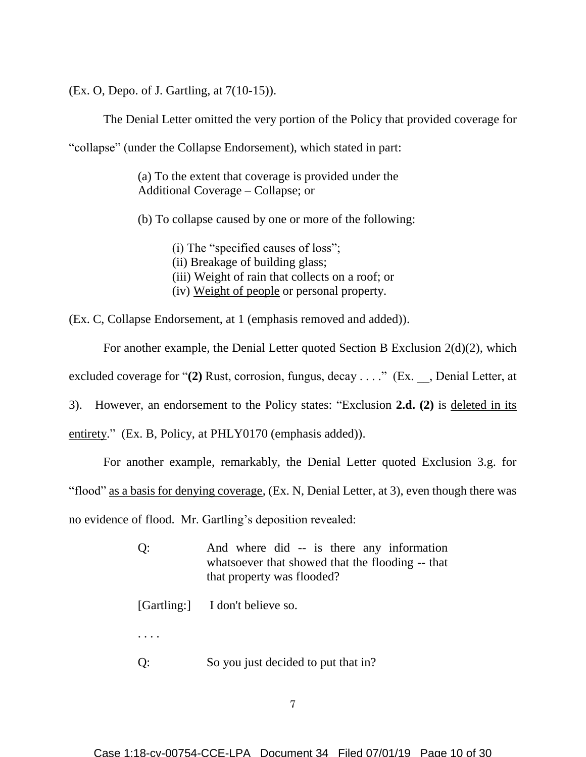(Ex. O, Depo. of J. Gartling, at 7(10-15)).

The Denial Letter omitted the very portion of the Policy that provided coverage for "collapse" (under the Collapse Endorsement), which stated in part:

> (a) To the extent that coverage is provided under the Additional Coverage – Collapse; or
>
> (b) To collapse caused by one or more of the following:
>
> > (i) The "specified causes of loss";
> > (ii) Breakage of building glass;
> > (iii) Weight of rain that collects on a roof; or
> > (iv) <u>Weight of people</u> or personal property.

(Ex. C, Collapse Endorsement, at 1 (emphasis removed and added)).

For another example, the Denial Letter quoted Section B Exclusion 2(d)(2), which excluded coverage for "**(2)** Rust, corrosion, fungus, decay . . . ." (Ex. __, Denial Letter, at 3). However, an endorsement to the Policy states: "Exclusion **2.d. (2)** is <u>deleted in its entirety</u>." (Ex. B, Policy, at PHLY0170 (emphasis added)).

For another example, remarkably, the Denial Letter quoted Exclusion 3.g. for "flood" <u>as a basis for denying coverage</u>, (Ex. N, Denial Letter, at 3), even though there was no evidence of flood. Mr. Gartling's deposition revealed:

> Q: And where did -- is there any information whatsoever that showed that the flooding -- that that property was flooded?
>
> [Gartling:] I don't believe so.
>
> . . . .
>
> Q: So you just decided to put that in?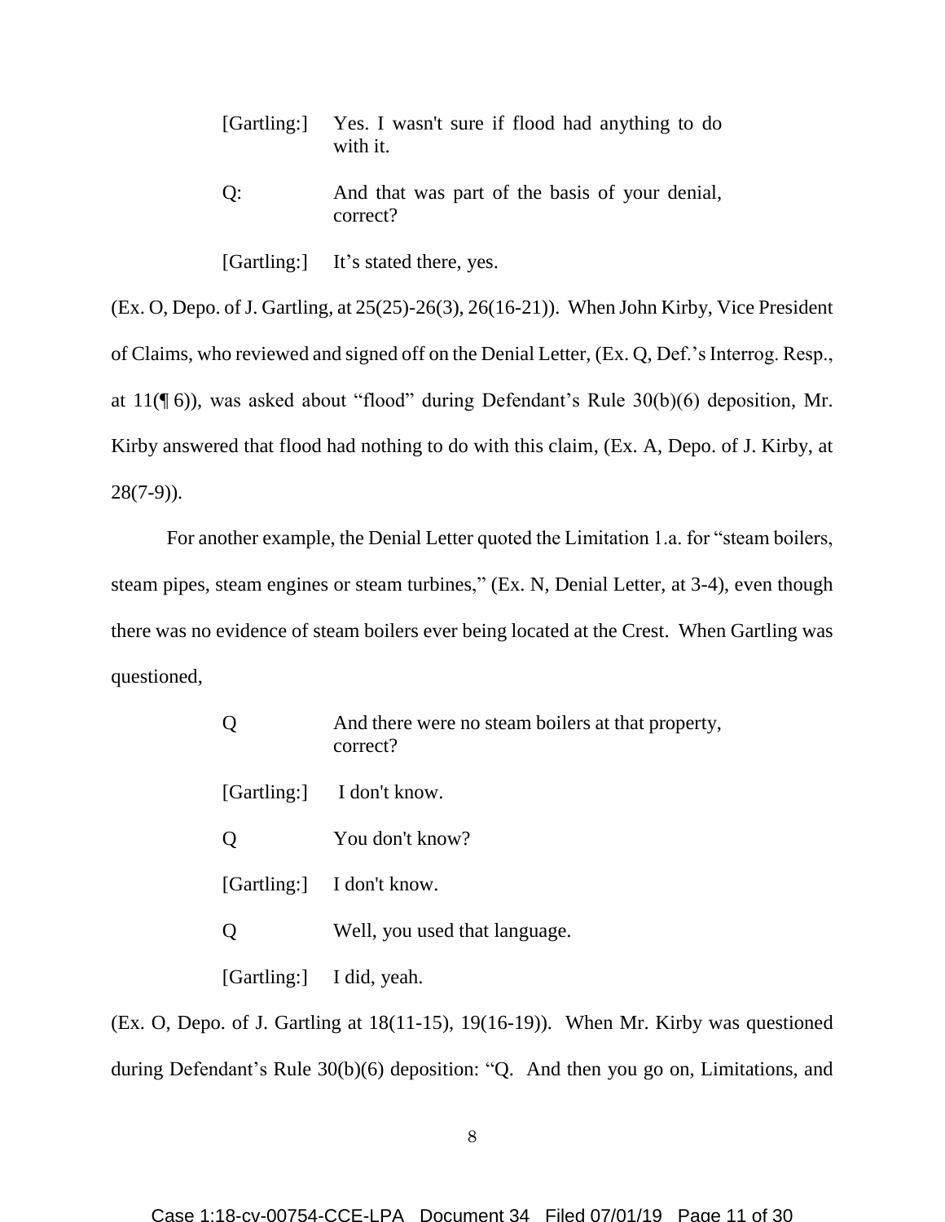> [Gartling:] Yes. I wasn't sure if flood had anything to do with it.
>
> Q: And that was part of the basis of your denial, correct?
>
> [Gartling:] It's stated there, yes.

(Ex. O, Depo. of J. Gartling, at 25(25)-26(3), 26(16-21)). When John Kirby, Vice President of Claims, who reviewed and signed off on the Denial Letter, (Ex. Q, Def.'s Interrog. Resp., at 11(¶ 6)), was asked about "flood" during Defendant's Rule 30(b)(6) deposition, Mr. Kirby answered that flood had nothing to do with this claim, (Ex. A, Depo. of J. Kirby, at 28(7-9)).

For another example, the Denial Letter quoted the Limitation 1.a. for "steam boilers, steam pipes, steam engines or steam turbines," (Ex. N, Denial Letter, at 3-4), even though there was no evidence of steam boilers ever being located at the Crest. When Gartling was questioned,

> Q And there were no steam boilers at that property, correct?
>
> [Gartling:] I don't know.
>
> Q You don't know?
>
> [Gartling:] I don't know.
>
> Q Well, you used that language.
>
> [Gartling:] I did, yeah.

(Ex. O, Depo. of J. Gartling at 18(11-15), 19(16-19)). When Mr. Kirby was questioned during Defendant's Rule 30(b)(6) deposition: "Q. And then you go on, Limitations, and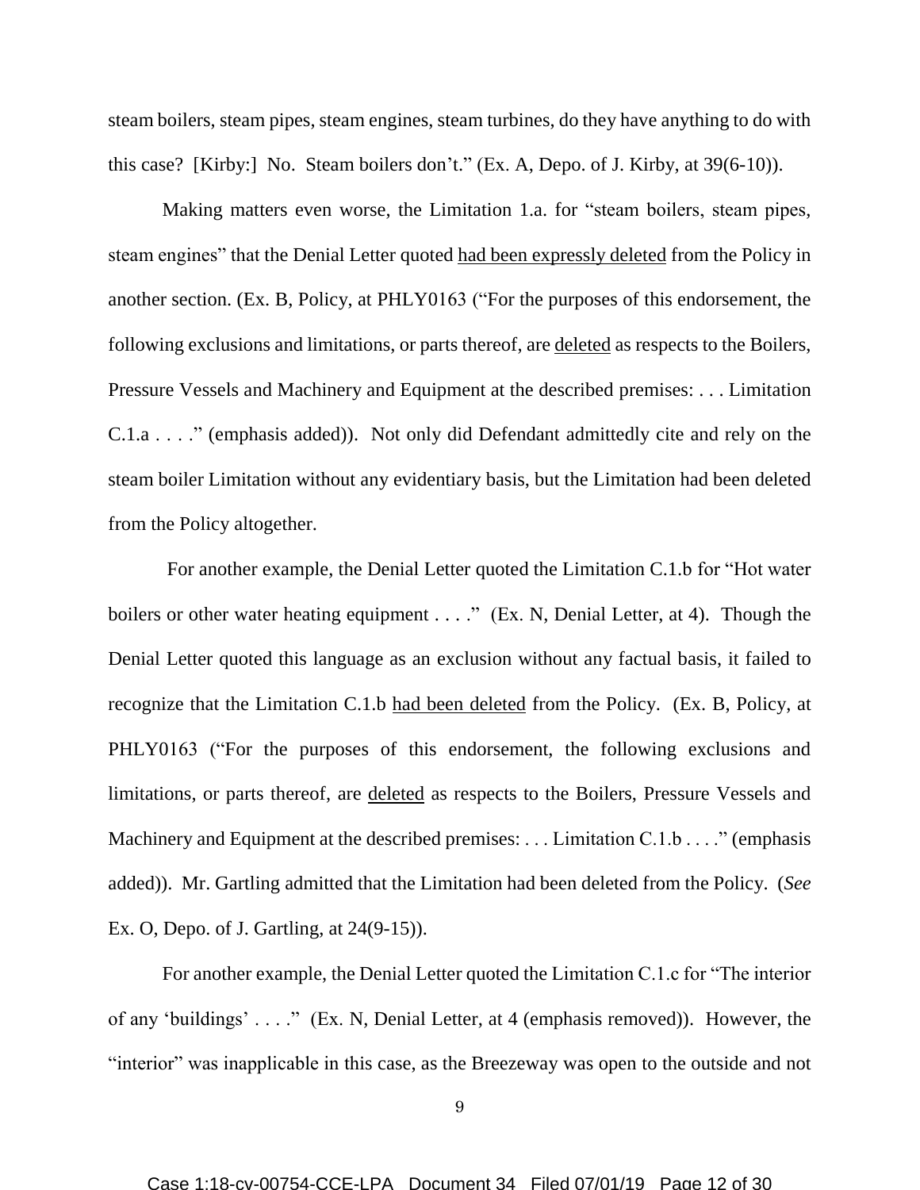steam boilers, steam pipes, steam engines, steam turbines, do they have anything to do with this case? [Kirby:] No. Steam boilers don't." (Ex. A, Depo. of J. Kirby, at 39(6-10)).

Making matters even worse, the Limitation 1.a. for "steam boilers, steam pipes, steam engines" that the Denial Letter quoted <u>had been expressly deleted</u> from the Policy in another section. (Ex. B, Policy, at PHLY0163 ("For the purposes of this endorsement, the following exclusions and limitations, or parts thereof, are <u>deleted</u> as respects to the Boilers, Pressure Vessels and Machinery and Equipment at the described premises: . . . Limitation C.1.a . . . ." (emphasis added)). Not only did Defendant admittedly cite and rely on the steam boiler Limitation without any evidentiary basis, but the Limitation had been deleted from the Policy altogether.

For another example, the Denial Letter quoted the Limitation C.1.b for "Hot water boilers or other water heating equipment . . . ." (Ex. N, Denial Letter, at 4). Though the Denial Letter quoted this language as an exclusion without any factual basis, it failed to recognize that the Limitation C.1.b <u>had been deleted</u> from the Policy. (Ex. B, Policy, at PHLY0163 ("For the purposes of this endorsement, the following exclusions and limitations, or parts thereof, are <u>deleted</u> as respects to the Boilers, Pressure Vessels and Machinery and Equipment at the described premises: . . . Limitation C.1.b . . . ." (emphasis added)). Mr. Gartling admitted that the Limitation had been deleted from the Policy. (*See* Ex. O, Depo. of J. Gartling, at 24(9-15)).

For another example, the Denial Letter quoted the Limitation C.1.c for "The interior of any 'buildings' . . . ." (Ex. N, Denial Letter, at 4 (emphasis removed)). However, the "interior" was inapplicable in this case, as the Breezeway was open to the outside and not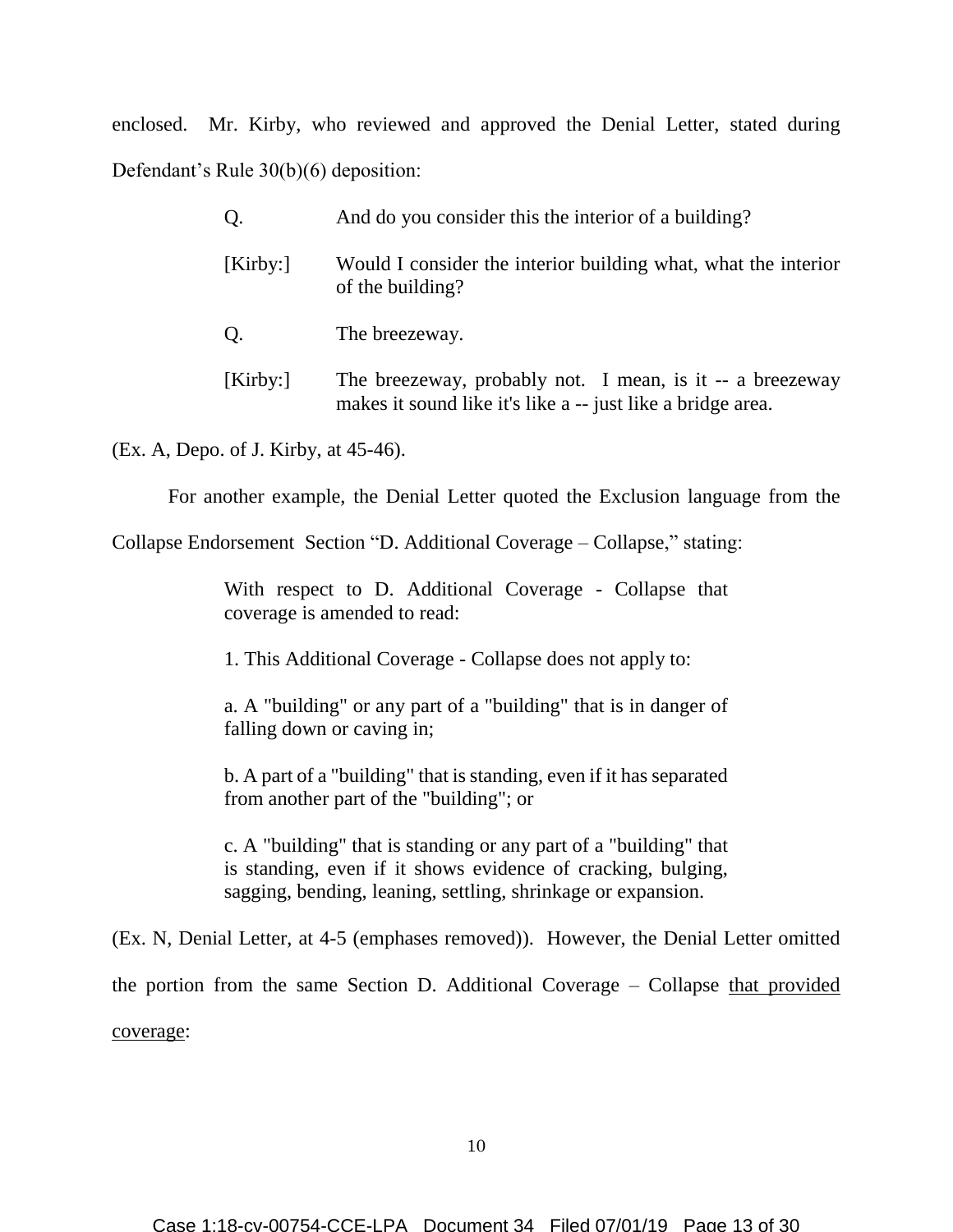enclosed. Mr. Kirby, who reviewed and approved the Denial Letter, stated during Defendant's Rule 30(b)(6) deposition:

> Q. And do you consider this the interior of a building?
>
> [Kirby:] Would I consider the interior building what, what the interior of the building?
>
> Q. The breezeway.
>
> [Kirby:] The breezeway, probably not. I mean, is it -- a breezeway makes it sound like it's like a -- just like a bridge area.

(Ex. A, Depo. of J. Kirby, at 45-46).

For another example, the Denial Letter quoted the Exclusion language from the Collapse Endorsement Section "D. Additional Coverage – Collapse," stating:

> With respect to D. Additional Coverage - Collapse that coverage is amended to read:
>
> 1. This Additional Coverage - Collapse does not apply to:
>
> a. A "building" or any part of a "building" that is in danger of falling down or caving in;
>
> b. A part of a "building" that is standing, even if it has separated from another part of the "building"; or
>
> c. A "building" that is standing or any part of a "building" that is standing, even if it shows evidence of cracking, bulging, sagging, bending, leaning, settling, shrinkage or expansion.

(Ex. N, Denial Letter, at 4-5 (emphases removed)). However, the Denial Letter omitted the portion from the same Section D. Additional Coverage – Collapse <u>that provided coverage</u>: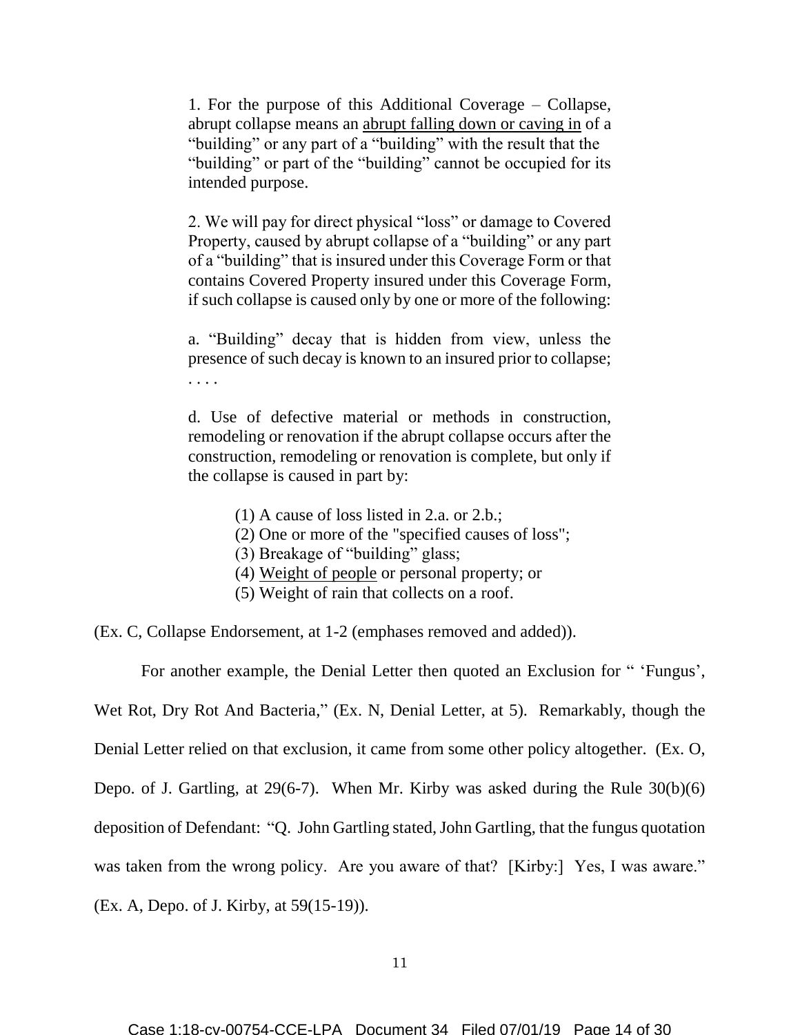> 1. For the purpose of this Additional Coverage – Collapse, abrupt collapse means an <u>abrupt falling down or caving in</u> of a "building" or any part of a "building" with the result that the "building" or part of the "building" cannot be occupied for its intended purpose.
>
> 2. We will pay for direct physical "loss" or damage to Covered Property, caused by abrupt collapse of a "building" or any part of a "building" that is insured under this Coverage Form or that contains Covered Property insured under this Coverage Form, if such collapse is caused only by one or more of the following:
>
> a. "Building" decay that is hidden from view, unless the presence of such decay is known to an insured prior to collapse; . . . .
>
> d. Use of defective material or methods in construction, remodeling or renovation if the abrupt collapse occurs after the construction, remodeling or renovation is complete, but only if the collapse is caused in part by:
>
> (1) A cause of loss listed in 2.a. or 2.b.;
> (2) One or more of the "specified causes of loss";
> (3) Breakage of "building" glass;
> (4) <u>Weight of people</u> or personal property; or
> (5) Weight of rain that collects on a roof.

(Ex. C, Collapse Endorsement, at 1-2 (emphases removed and added)).

For another example, the Denial Letter then quoted an Exclusion for " 'Fungus', Wet Rot, Dry Rot And Bacteria," (Ex. N, Denial Letter, at 5). Remarkably, though the Denial Letter relied on that exclusion, it came from some other policy altogether. (Ex. O, Depo. of J. Gartling, at 29(6-7). When Mr. Kirby was asked during the Rule 30(b)(6) deposition of Defendant: "Q. John Gartling stated, John Gartling, that the fungus quotation was taken from the wrong policy. Are you aware of that? [Kirby:] Yes, I was aware." (Ex. A, Depo. of J. Kirby, at 59(15-19)).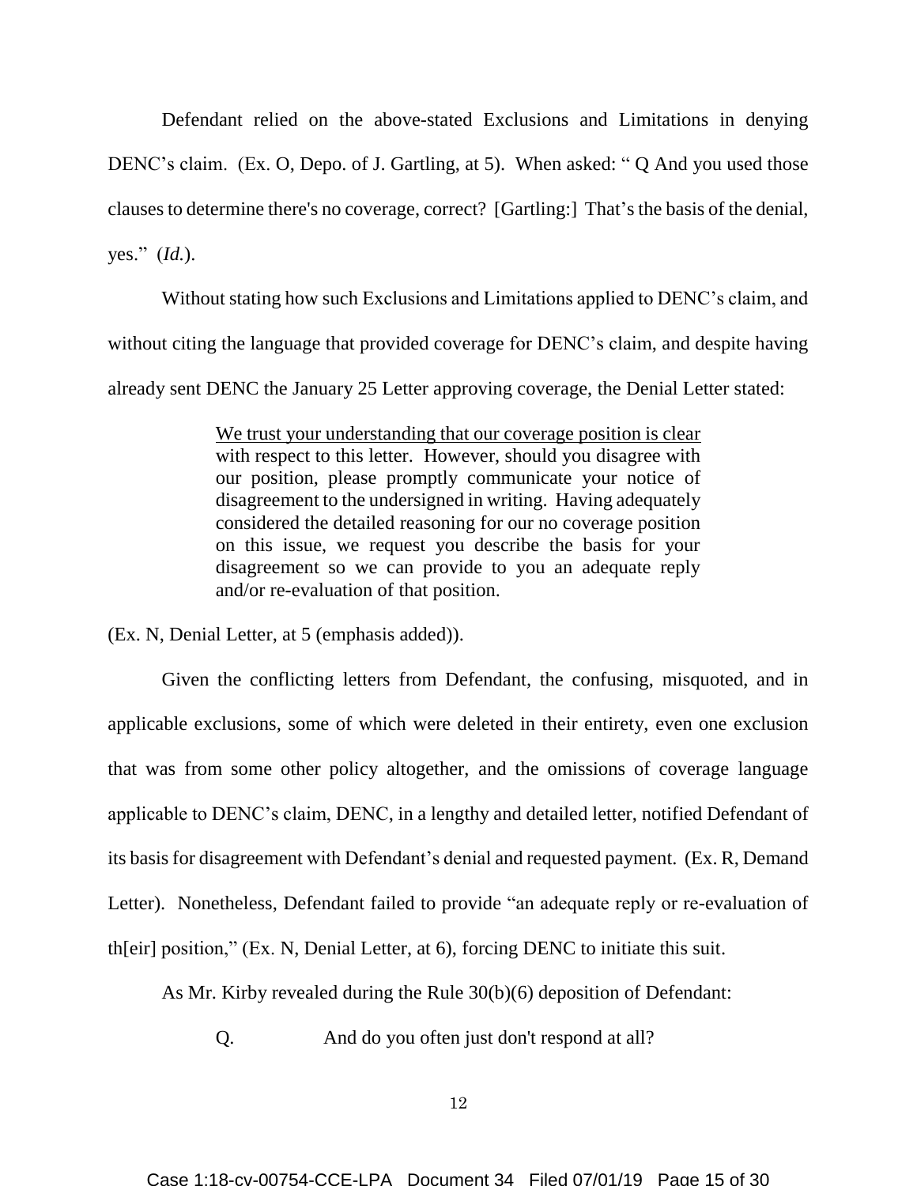Defendant relied on the above-stated Exclusions and Limitations in denying DENC's claim. (Ex. O, Depo. of J. Gartling, at 5). When asked: " Q And you used those clauses to determine there's no coverage, correct? [Gartling:] That's the basis of the denial, yes." (*Id.*).

Without stating how such Exclusions and Limitations applied to DENC's claim, and without citing the language that provided coverage for DENC's claim, and despite having already sent DENC the January 25 Letter approving coverage, the Denial Letter stated:

> <u>We trust your understanding that our coverage position is clear</u> with respect to this letter. However, should you disagree with our position, please promptly communicate your notice of disagreement to the undersigned in writing. Having adequately considered the detailed reasoning for our no coverage position on this issue, we request you describe the basis for your disagreement so we can provide to you an adequate reply and/or re-evaluation of that position.

(Ex. N, Denial Letter, at 5 (emphasis added)).

Given the conflicting letters from Defendant, the confusing, misquoted, and in applicable exclusions, some of which were deleted in their entirety, even one exclusion that was from some other policy altogether, and the omissions of coverage language applicable to DENC's claim, DENC, in a lengthy and detailed letter, notified Defendant of its basis for disagreement with Defendant's denial and requested payment. (Ex. R, Demand Letter). Nonetheless, Defendant failed to provide "an adequate reply or re-evaluation of th[eir] position," (Ex. N, Denial Letter, at 6), forcing DENC to initiate this suit.

As Mr. Kirby revealed during the Rule 30(b)(6) deposition of Defendant:

> Q. And do you often just don't respond at all?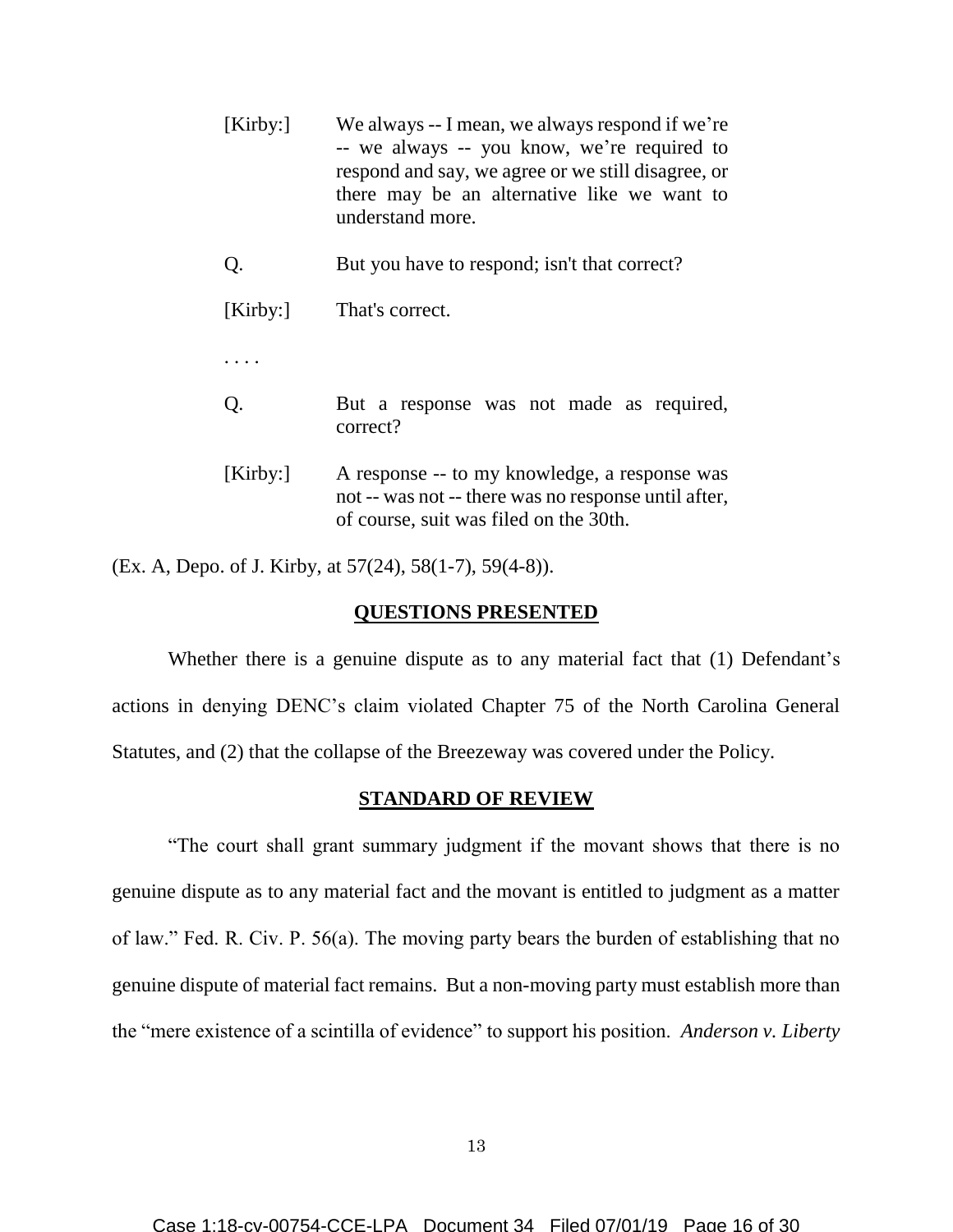[Kirby:] We always -- I mean, we always respond if we're -- we always -- you know, we're required to respond and say, we agree or we still disagree, or there may be an alternative like we want to understand more.

Q. But you have to respond; isn't that correct?

[Kirby:] That's correct.

. . . .

Q. But a response was not made as required, correct?

[Kirby:] A response -- to my knowledge, a response was not -- was not -- there was no response until after, of course, suit was filed on the 30th.

(Ex. A, Depo. of J. Kirby, at 57(24), 58(1-7), 59(4-8)).

## QUESTIONS PRESENTED

Whether there is a genuine dispute as to any material fact that (1) Defendant's actions in denying DENC's claim violated Chapter 75 of the North Carolina General Statutes, and (2) that the collapse of the Breezeway was covered under the Policy.

## STANDARD OF REVIEW

"The court shall grant summary judgment if the movant shows that there is no genuine dispute as to any material fact and the movant is entitled to judgment as a matter of law." Fed. R. Civ. P. 56(a). The moving party bears the burden of establishing that no genuine dispute of material fact remains. But a non-moving party must establish more than the "mere existence of a scintilla of evidence" to support his position. *Anderson v. Liberty*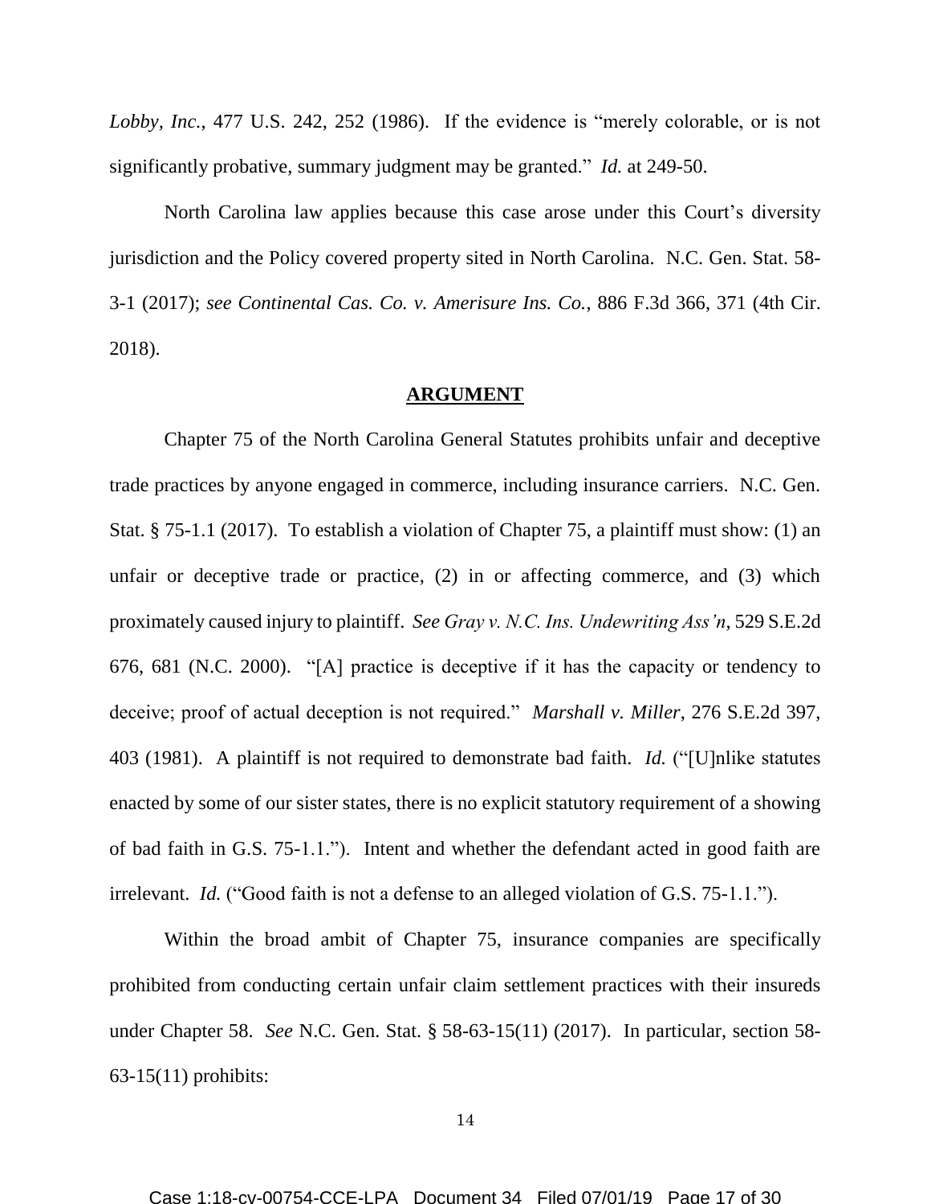*Lobby, Inc.*, 477 U.S. 242, 252 (1986). If the evidence is "merely colorable, or is not significantly probative, summary judgment may be granted." *Id.* at 249-50.

North Carolina law applies because this case arose under this Court's diversity jurisdiction and the Policy covered property sited in North Carolina. N.C. Gen. Stat. 58-3-1 (2017); *see Continental Cas. Co. v. Amerisure Ins. Co.*, 886 F.3d 366, 371 (4th Cir. 2018).

## ARGUMENT

Chapter 75 of the North Carolina General Statutes prohibits unfair and deceptive trade practices by anyone engaged in commerce, including insurance carriers. N.C. Gen. Stat. § 75-1.1 (2017). To establish a violation of Chapter 75, a plaintiff must show: (1) an unfair or deceptive trade or practice, (2) in or affecting commerce, and (3) which proximately caused injury to plaintiff. *See Gray v. N.C. Ins. Undewriting Ass'n*, 529 S.E.2d 676, 681 (N.C. 2000). "[A] practice is deceptive if it has the capacity or tendency to deceive; proof of actual deception is not required." *Marshall v. Miller*, 276 S.E.2d 397, 403 (1981). A plaintiff is not required to demonstrate bad faith. *Id.* ("[U]nlike statutes enacted by some of our sister states, there is no explicit statutory requirement of a showing of bad faith in G.S. 75-1.1."). Intent and whether the defendant acted in good faith are irrelevant. *Id.* ("Good faith is not a defense to an alleged violation of G.S. 75-1.1.").

Within the broad ambit of Chapter 75, insurance companies are specifically prohibited from conducting certain unfair claim settlement practices with their insureds under Chapter 58. *See* N.C. Gen. Stat. § 58-63-15(11) (2017). In particular, section 58-63-15(11) prohibits: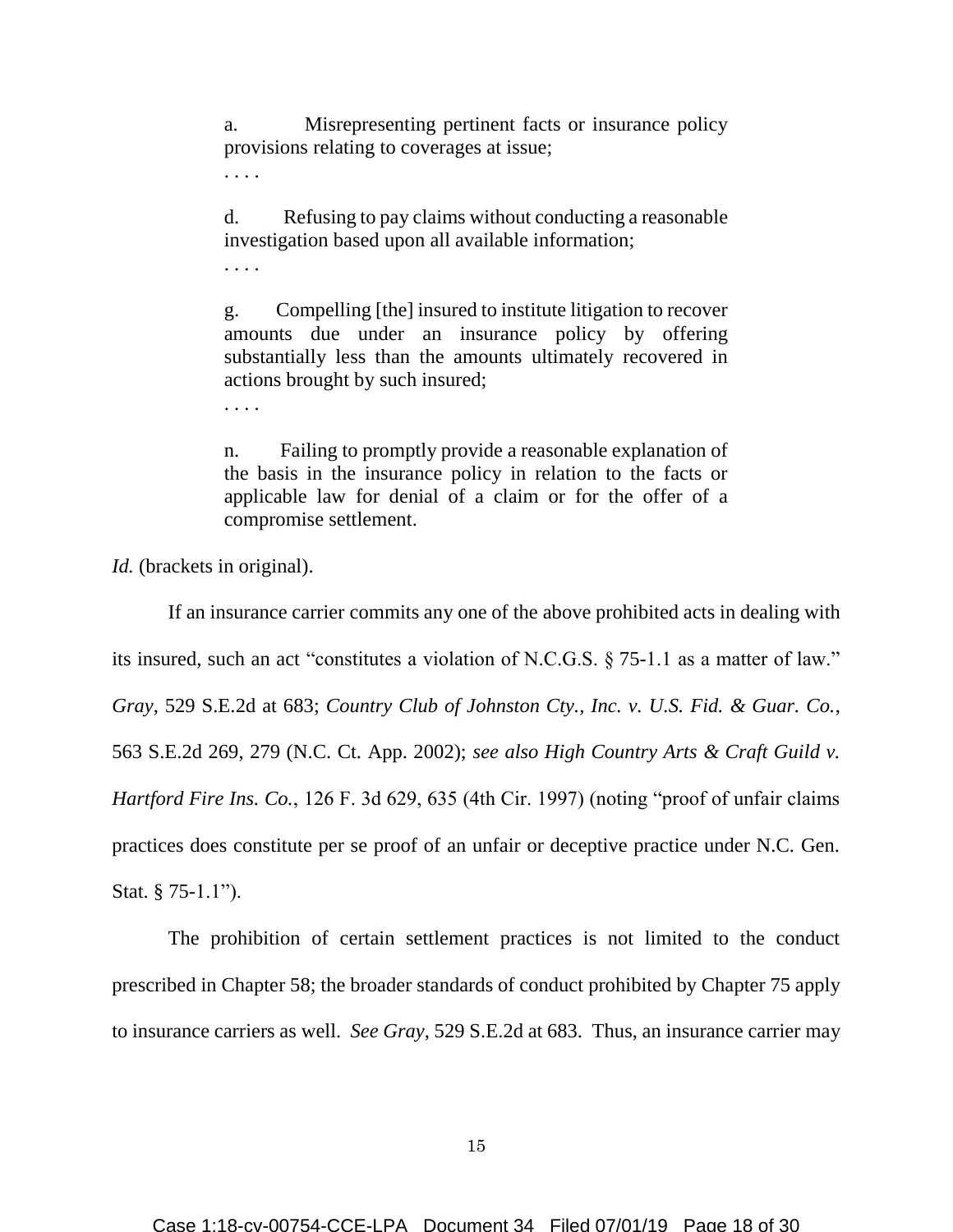> a. Misrepresenting pertinent facts or insurance policy provisions relating to coverages at issue;
>
> . . . .
>
> d. Refusing to pay claims without conducting a reasonable investigation based upon all available information;
>
> . . . .
>
> g. Compelling [the] insured to institute litigation to recover amounts due under an insurance policy by offering substantially less than the amounts ultimately recovered in actions brought by such insured;
>
> . . . .
>
> n. Failing to promptly provide a reasonable explanation of the basis in the insurance policy in relation to the facts or applicable law for denial of a claim or for the offer of a compromise settlement.

*Id.* (brackets in original).

If an insurance carrier commits any one of the above prohibited acts in dealing with its insured, such an act "constitutes a violation of N.C.G.S. § 75-1.1 as a matter of law." *Gray*, 529 S.E.2d at 683; *Country Club of Johnston Cty., Inc. v. U.S. Fid. & Guar. Co.*, 563 S.E.2d 269, 279 (N.C. Ct. App. 2002); *see also High Country Arts & Craft Guild v. Hartford Fire Ins. Co.*, 126 F. 3d 629, 635 (4th Cir. 1997) (noting "proof of unfair claims practices does constitute per se proof of an unfair or deceptive practice under N.C. Gen. Stat. § 75-1.1").

The prohibition of certain settlement practices is not limited to the conduct prescribed in Chapter 58; the broader standards of conduct prohibited by Chapter 75 apply to insurance carriers as well. *See Gray*, 529 S.E.2d at 683. Thus, an insurance carrier may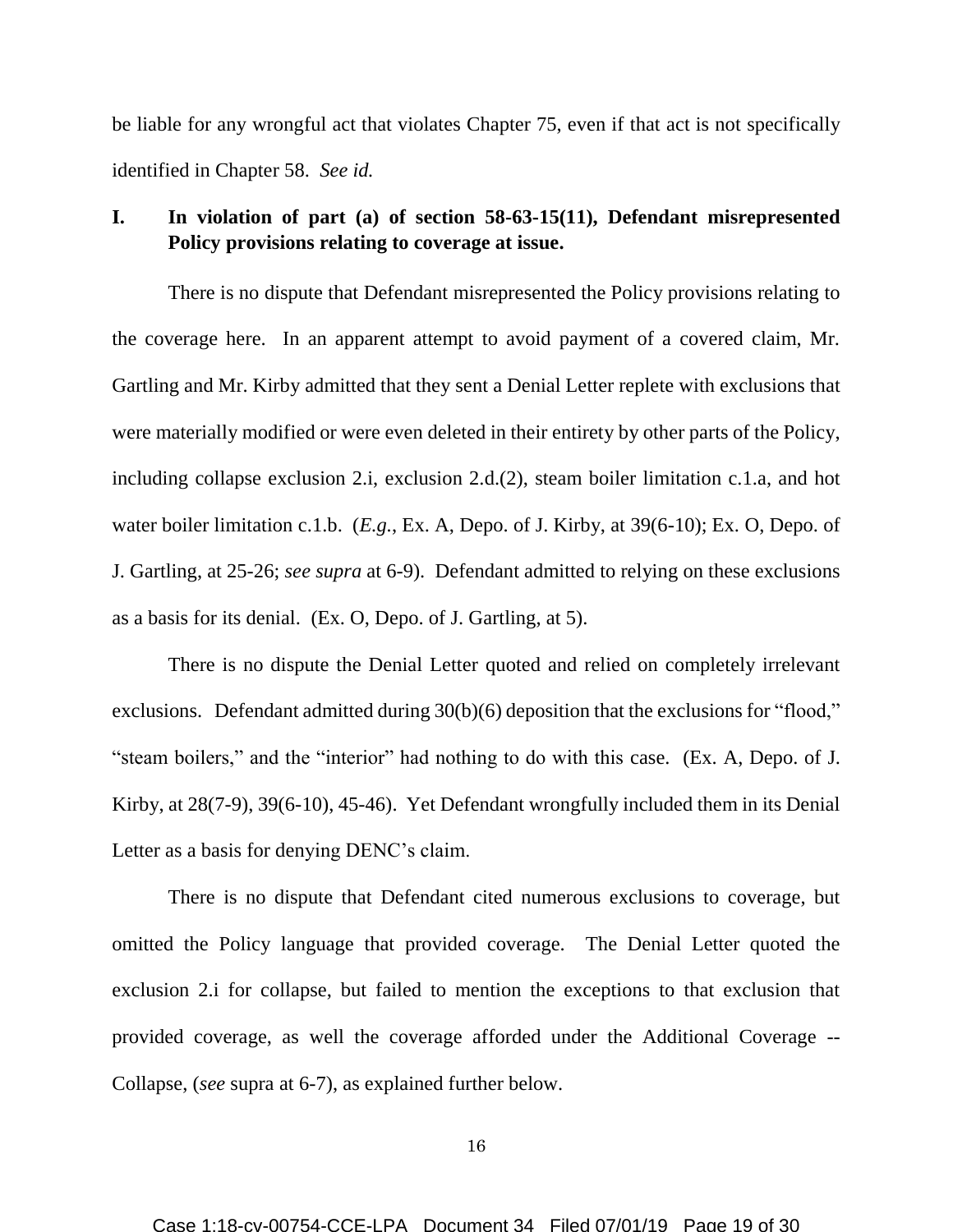be liable for any wrongful act that violates Chapter 75, even if that act is not specifically identified in Chapter 58. *See id.*

## I. In violation of part (a) of section 58-63-15(11), Defendant misrepresented Policy provisions relating to coverage at issue.

There is no dispute that Defendant misrepresented the Policy provisions relating to the coverage here. In an apparent attempt to avoid payment of a covered claim, Mr. Gartling and Mr. Kirby admitted that they sent a Denial Letter replete with exclusions that were materially modified or were even deleted in their entirety by other parts of the Policy, including collapse exclusion 2.i, exclusion 2.d.(2), steam boiler limitation c.1.a, and hot water boiler limitation c.1.b. (*E.g.*, Ex. A, Depo. of J. Kirby, at 39(6-10); Ex. O, Depo. of J. Gartling, at 25-26; *see supra* at 6-9). Defendant admitted to relying on these exclusions as a basis for its denial. (Ex. O, Depo. of J. Gartling, at 5).

There is no dispute the Denial Letter quoted and relied on completely irrelevant exclusions. Defendant admitted during 30(b)(6) deposition that the exclusions for "flood," "steam boilers," and the "interior" had nothing to do with this case. (Ex. A, Depo. of J. Kirby, at 28(7-9), 39(6-10), 45-46). Yet Defendant wrongfully included them in its Denial Letter as a basis for denying DENC's claim.

There is no dispute that Defendant cited numerous exclusions to coverage, but omitted the Policy language that provided coverage. The Denial Letter quoted the exclusion 2.i for collapse, but failed to mention the exceptions to that exclusion that provided coverage, as well the coverage afforded under the Additional Coverage -- Collapse, (*see* supra at 6-7), as explained further below.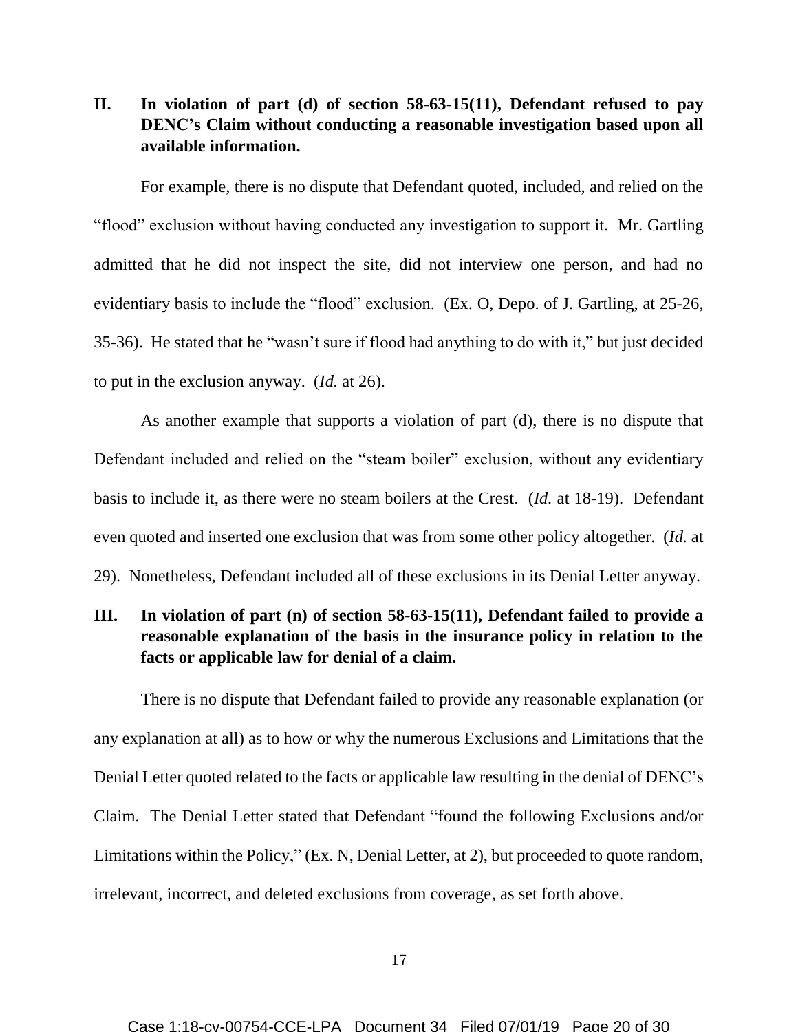## II. In violation of part (d) of section 58-63-15(11), Defendant refused to pay DENC's Claim without conducting a reasonable investigation based upon all available information.

For example, there is no dispute that Defendant quoted, included, and relied on the "flood" exclusion without having conducted any investigation to support it. Mr. Gartling admitted that he did not inspect the site, did not interview one person, and had no evidentiary basis to include the "flood" exclusion. (Ex. O, Depo. of J. Gartling, at 25-26, 35-36). He stated that he "wasn't sure if flood had anything to do with it," but just decided to put in the exclusion anyway. (*Id.* at 26).

As another example that supports a violation of part (d), there is no dispute that Defendant included and relied on the "steam boiler" exclusion, without any evidentiary basis to include it, as there were no steam boilers at the Crest. (*Id.* at 18-19). Defendant even quoted and inserted one exclusion that was from some other policy altogether. (*Id.* at 29). Nonetheless, Defendant included all of these exclusions in its Denial Letter anyway.

## III. In violation of part (n) of section 58-63-15(11), Defendant failed to provide a reasonable explanation of the basis in the insurance policy in relation to the facts or applicable law for denial of a claim.

There is no dispute that Defendant failed to provide any reasonable explanation (or any explanation at all) as to how or why the numerous Exclusions and Limitations that the Denial Letter quoted related to the facts or applicable law resulting in the denial of DENC's Claim. The Denial Letter stated that Defendant "found the following Exclusions and/or Limitations within the Policy," (Ex. N, Denial Letter, at 2), but proceeded to quote random, irrelevant, incorrect, and deleted exclusions from coverage, as set forth above.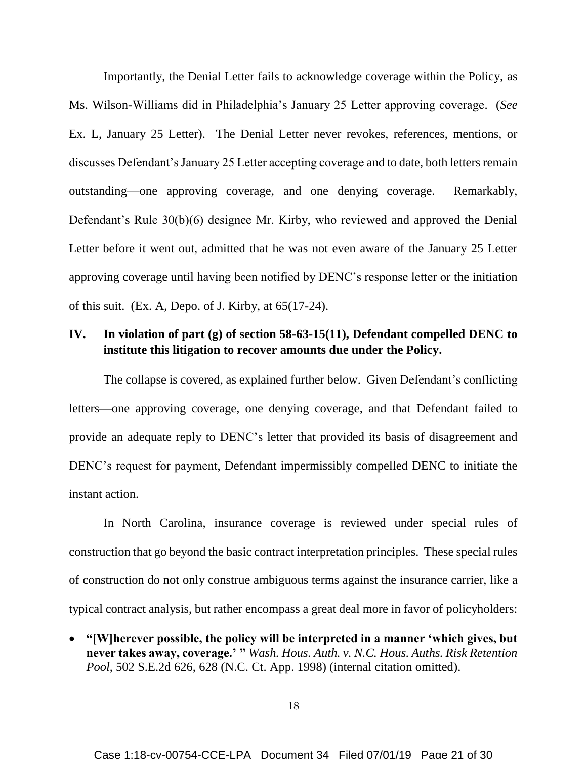Importantly, the Denial Letter fails to acknowledge coverage within the Policy, as Ms. Wilson-Williams did in Philadelphia's January 25 Letter approving coverage. (*See* Ex. L, January 25 Letter). The Denial Letter never revokes, references, mentions, or discusses Defendant's January 25 Letter accepting coverage and to date, both letters remain outstanding—one approving coverage, and one denying coverage. Remarkably, Defendant's Rule 30(b)(6) designee Mr. Kirby, who reviewed and approved the Denial Letter before it went out, admitted that he was not even aware of the January 25 Letter approving coverage until having been notified by DENC's response letter or the initiation of this suit. (Ex. A, Depo. of J. Kirby, at 65(17-24).

## IV. In violation of part (g) of section 58-63-15(11), Defendant compelled DENC to institute this litigation to recover amounts due under the Policy.

The collapse is covered, as explained further below. Given Defendant's conflicting letters—one approving coverage, one denying coverage, and that Defendant failed to provide an adequate reply to DENC's letter that provided its basis of disagreement and DENC's request for payment, Defendant impermissibly compelled DENC to initiate the instant action.

In North Carolina, insurance coverage is reviewed under special rules of construction that go beyond the basic contract interpretation principles. These special rules of construction do not only construe ambiguous terms against the insurance carrier, like a typical contract analysis, but rather encompass a great deal more in favor of policyholders:

- **"[W]herever possible, the policy will be interpreted in a manner 'which gives, but never takes away, coverage.' "** *Wash. Hous. Auth. v. N.C. Hous. Auths. Risk Retention Pool*, 502 S.E.2d 626, 628 (N.C. Ct. App. 1998) (internal citation omitted).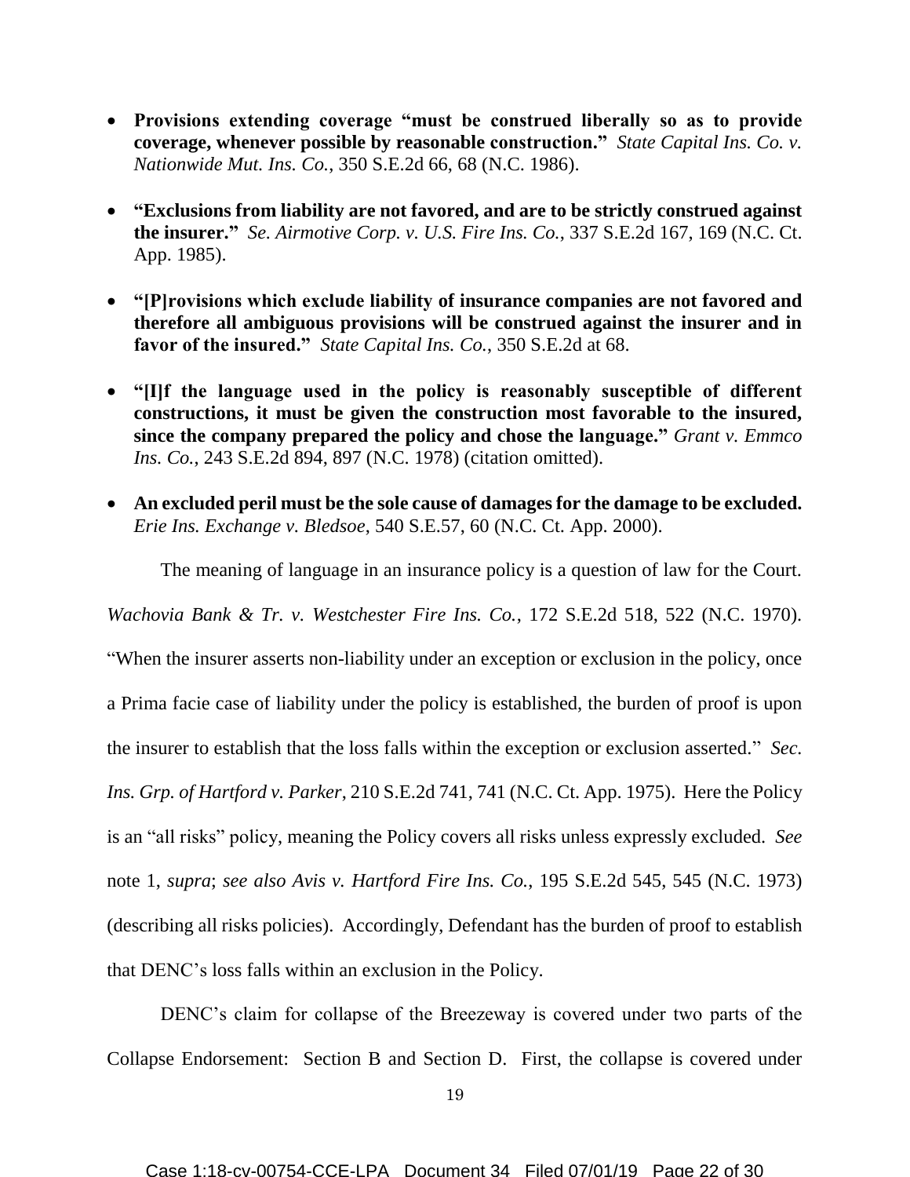- **Provisions extending coverage "must be construed liberally so as to provide coverage, whenever possible by reasonable construction."** *State Capital Ins. Co. v. Nationwide Mut. Ins. Co.*, 350 S.E.2d 66, 68 (N.C. 1986).

- **"Exclusions from liability are not favored, and are to be strictly construed against the insurer."** *Se. Airmotive Corp. v. U.S. Fire Ins. Co.*, 337 S.E.2d 167, 169 (N.C. Ct. App. 1985).

- **"[P]rovisions which exclude liability of insurance companies are not favored and therefore all ambiguous provisions will be construed against the insurer and in favor of the insured."** *State Capital Ins. Co.*, 350 S.E.2d at 68.

- **"[I]f the language used in the policy is reasonably susceptible of different constructions, it must be given the construction most favorable to the insured, since the company prepared the policy and chose the language."** *Grant v. Emmco Ins. Co.*, 243 S.E.2d 894, 897 (N.C. 1978) (citation omitted).

- **An excluded peril must be the sole cause of damages for the damage to be excluded.** *Erie Ins. Exchange v. Bledsoe*, 540 S.E.57, 60 (N.C. Ct. App. 2000).

The meaning of language in an insurance policy is a question of law for the Court. *Wachovia Bank & Tr. v. Westchester Fire Ins. Co.*, 172 S.E.2d 518, 522 (N.C. 1970). "When the insurer asserts non-liability under an exception or exclusion in the policy, once a Prima facie case of liability under the policy is established, the burden of proof is upon the insurer to establish that the loss falls within the exception or exclusion asserted." *Sec. Ins. Grp. of Hartford v. Parker*, 210 S.E.2d 741, 741 (N.C. Ct. App. 1975). Here the Policy is an "all risks" policy, meaning the Policy covers all risks unless expressly excluded. *See* note 1, *supra*; *see also Avis v. Hartford Fire Ins. Co.*, 195 S.E.2d 545, 545 (N.C. 1973) (describing all risks policies). Accordingly, Defendant has the burden of proof to establish that DENC's loss falls within an exclusion in the Policy.

DENC's claim for collapse of the Breezeway is covered under two parts of the Collapse Endorsement: Section B and Section D. First, the collapse is covered under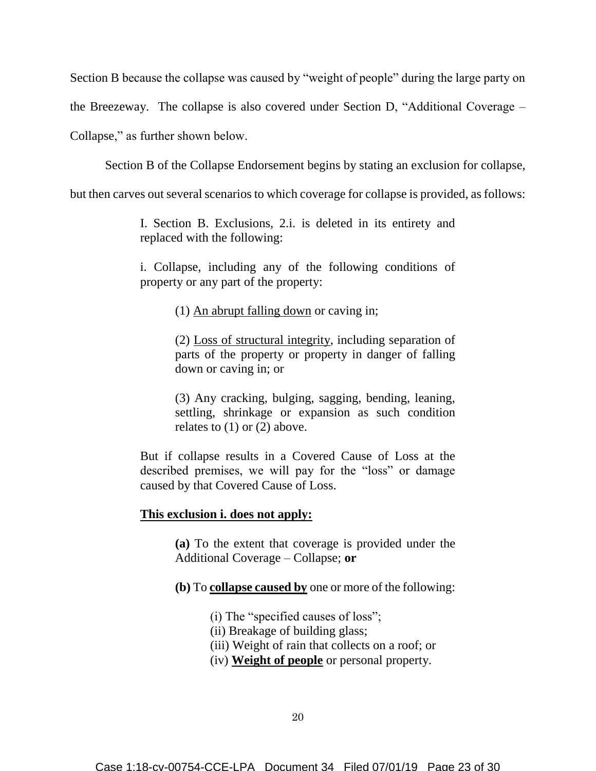Section B because the collapse was caused by "weight of people" during the large party on the Breezeway. The collapse is also covered under Section D, "Additional Coverage – Collapse," as further shown below.

Section B of the Collapse Endorsement begins by stating an exclusion for collapse, but then carves out several scenarios to which coverage for collapse is provided, as follows:

> I. Section B. Exclusions, 2.i. is deleted in its entirety and replaced with the following:
>
> i. Collapse, including any of the following conditions of property or any part of the property:
>
> > (1) <u>An abrupt falling down</u> or caving in;
> >
> > (2) <u>Loss of structural integrity</u>, including separation of parts of the property or property in danger of falling down or caving in; or
> >
> > (3) Any cracking, bulging, sagging, bending, leaning, settling, shrinkage or expansion as such condition relates to (1) or (2) above.
>
> But if collapse results in a Covered Cause of Loss at the described premises, we will pay for the "loss" or damage caused by that Covered Cause of Loss.
>
> **<u>This exclusion i. does not apply:</u>**
>
> > **(a)** To the extent that coverage is provided under the Additional Coverage – Collapse; **or**
> >
> > **(b)** To **<u>collapse caused by</u>** one or more of the following:
> >
> > > (i) The "specified causes of loss";
> > > (ii) Breakage of building glass;
> > > (iii) Weight of rain that collects on a roof; or
> > > (iv) **<u>Weight of people</u>** or personal property.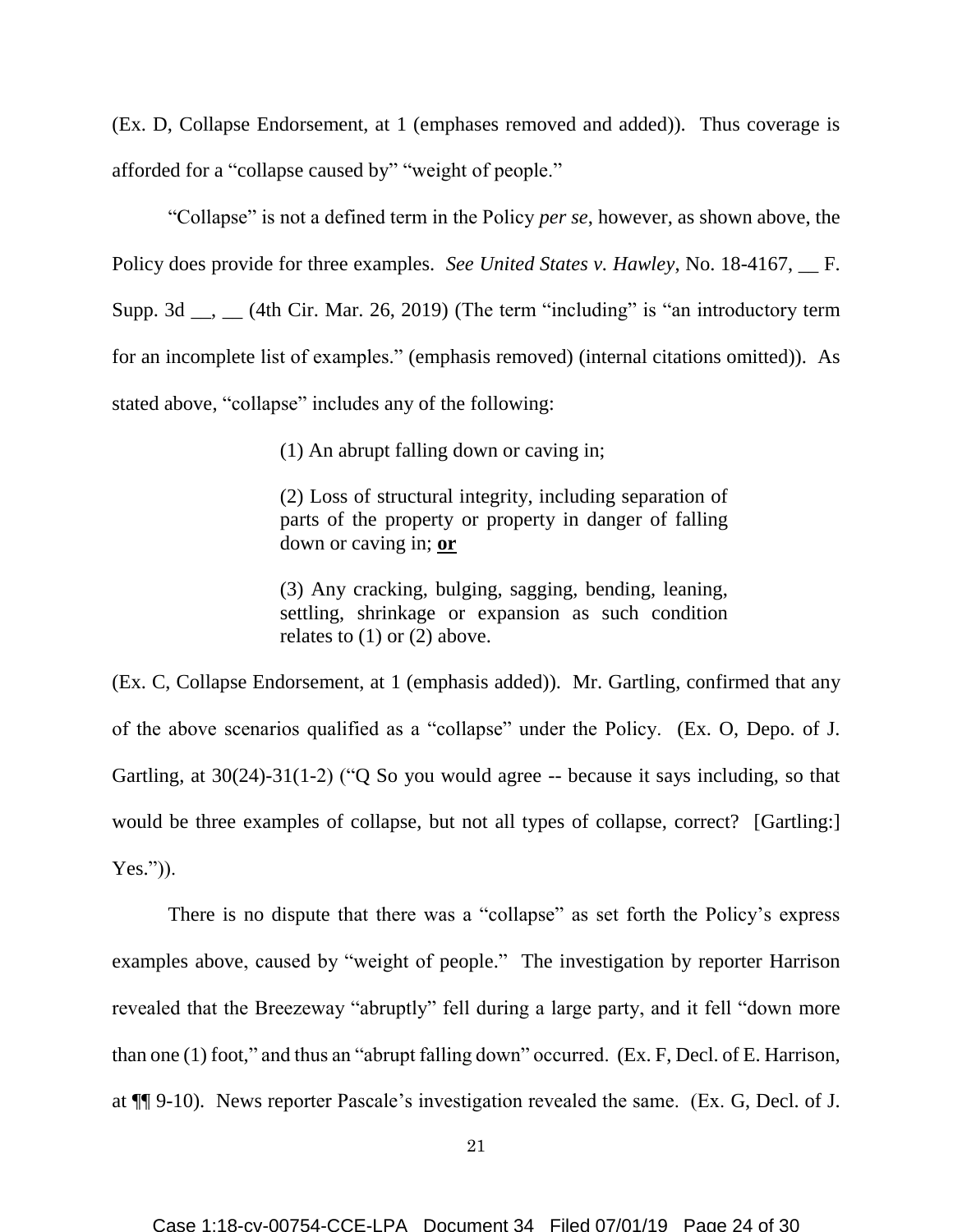(Ex. D, Collapse Endorsement, at 1 (emphases removed and added)). Thus coverage is afforded for a "collapse caused by" "weight of people."

"Collapse" is not a defined term in the Policy *per se*, however, as shown above, the Policy does provide for three examples. *See United States v. Hawley*, No. 18-4167, __ F. Supp. 3d __, __ (4th Cir. Mar. 26, 2019) (The term "including" is "an introductory term for an incomplete list of examples." (emphasis removed) (internal citations omitted)). As stated above, "collapse" includes any of the following:

> (1) An abrupt falling down or caving in;
>
> (2) Loss of structural integrity, including separation of parts of the property or property in danger of falling down or caving in; <u>**or**</u>
>
> (3) Any cracking, bulging, sagging, bending, leaning, settling, shrinkage or expansion as such condition relates to (1) or (2) above.

(Ex. C, Collapse Endorsement, at 1 (emphasis added)). Mr. Gartling, confirmed that any of the above scenarios qualified as a "collapse" under the Policy. (Ex. O, Depo. of J. Gartling, at 30(24)-31(1-2) ("Q So you would agree -- because it says including, so that would be three examples of collapse, but not all types of collapse, correct? [Gartling:] Yes.")).

There is no dispute that there was a "collapse" as set forth the Policy's express examples above, caused by "weight of people." The investigation by reporter Harrison revealed that the Breezeway "abruptly" fell during a large party, and it fell "down more than one (1) foot," and thus an "abrupt falling down" occurred. (Ex. F, Decl. of E. Harrison, at ¶¶ 9-10). News reporter Pascale's investigation revealed the same. (Ex. G, Decl. of J.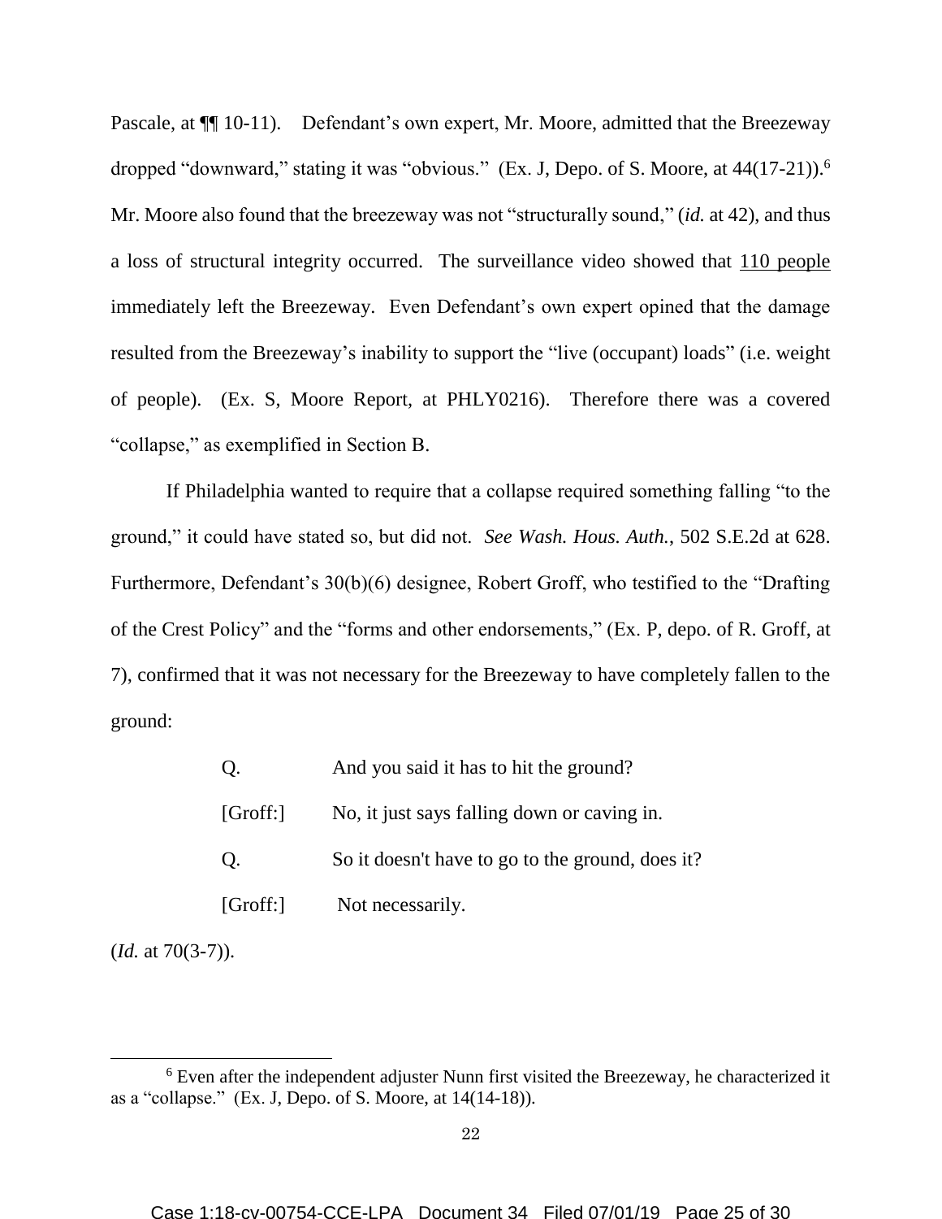Pascale, at ¶¶ 10-11). Defendant's own expert, Mr. Moore, admitted that the Breezeway dropped "downward," stating it was "obvious." (Ex. J, Depo. of S. Moore, at 44(17-21)).[6] Mr. Moore also found that the breezeway was not "structurally sound," (*id.* at 42), and thus a loss of structural integrity occurred. The surveillance video showed that <u>110 people</u> immediately left the Breezeway. Even Defendant's own expert opined that the damage resulted from the Breezeway's inability to support the "live (occupant) loads" (i.e. weight of people). (Ex. S, Moore Report, at PHLY0216). Therefore there was a covered "collapse," as exemplified in Section B.

If Philadelphia wanted to require that a collapse required something falling "to the ground," it could have stated so, but did not. *See Wash. Hous. Auth.*, 502 S.E.2d at 628. Furthermore, Defendant's 30(b)(6) designee, Robert Groff, who testified to the "Drafting of the Crest Policy" and the "forms and other endorsements," (Ex. P, depo. of R. Groff, at 7), confirmed that it was not necessary for the Breezeway to have completely fallen to the ground:

> Q. And you said it has to hit the ground?
>
> [Groff:] No, it just says falling down or caving in.
>
> Q. So it doesn't have to go to the ground, does it?
>
> [Groff:] Not necessarily.

(*Id.* at 70(3-7)).

---

[6] Even after the independent adjuster Nunn first visited the Breezeway, he characterized it as a "collapse." (Ex. J, Depo. of S. Moore, at 14(14-18)).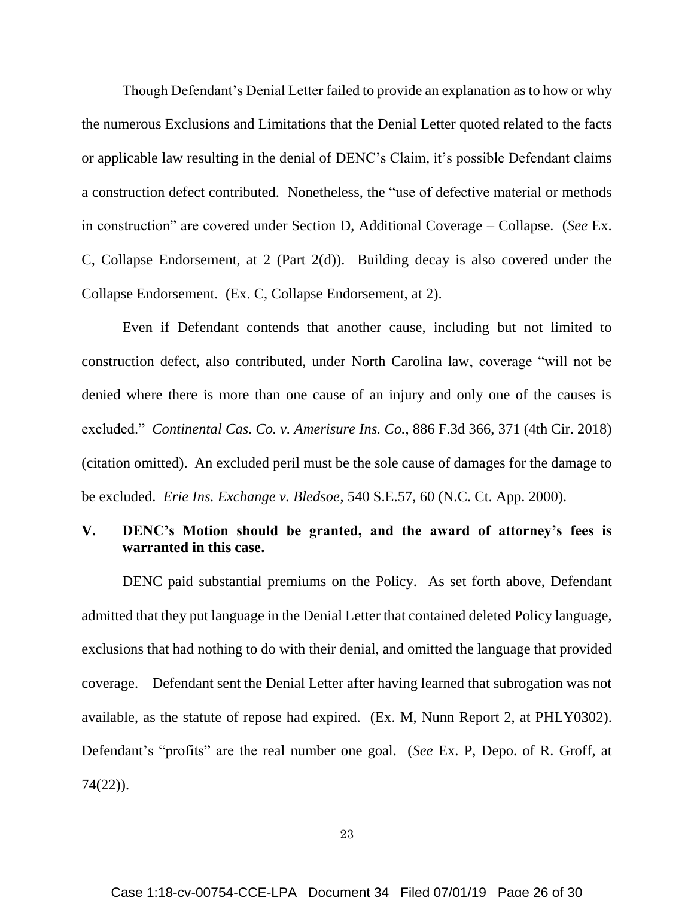Though Defendant's Denial Letter failed to provide an explanation as to how or why the numerous Exclusions and Limitations that the Denial Letter quoted related to the facts or applicable law resulting in the denial of DENC's Claim, it's possible Defendant claims a construction defect contributed. Nonetheless, the "use of defective material or methods in construction" are covered under Section D, Additional Coverage – Collapse. (*See* Ex. C, Collapse Endorsement, at 2 (Part 2(d)). Building decay is also covered under the Collapse Endorsement. (Ex. C, Collapse Endorsement, at 2).

Even if Defendant contends that another cause, including but not limited to construction defect, also contributed, under North Carolina law, coverage "will not be denied where there is more than one cause of an injury and only one of the causes is excluded." *Continental Cas. Co. v. Amerisure Ins. Co.*, 886 F.3d 366, 371 (4th Cir. 2018) (citation omitted). An excluded peril must be the sole cause of damages for the damage to be excluded. *Erie Ins. Exchange v. Bledsoe*, 540 S.E.57, 60 (N.C. Ct. App. 2000).

## V. DENC's Motion should be granted, and the award of attorney's fees is warranted in this case.

DENC paid substantial premiums on the Policy. As set forth above, Defendant admitted that they put language in the Denial Letter that contained deleted Policy language, exclusions that had nothing to do with their denial, and omitted the language that provided coverage. Defendant sent the Denial Letter after having learned that subrogation was not available, as the statute of repose had expired. (Ex. M, Nunn Report 2, at PHLY0302). Defendant's "profits" are the real number one goal. (*See* Ex. P, Depo. of R. Groff, at 74(22)).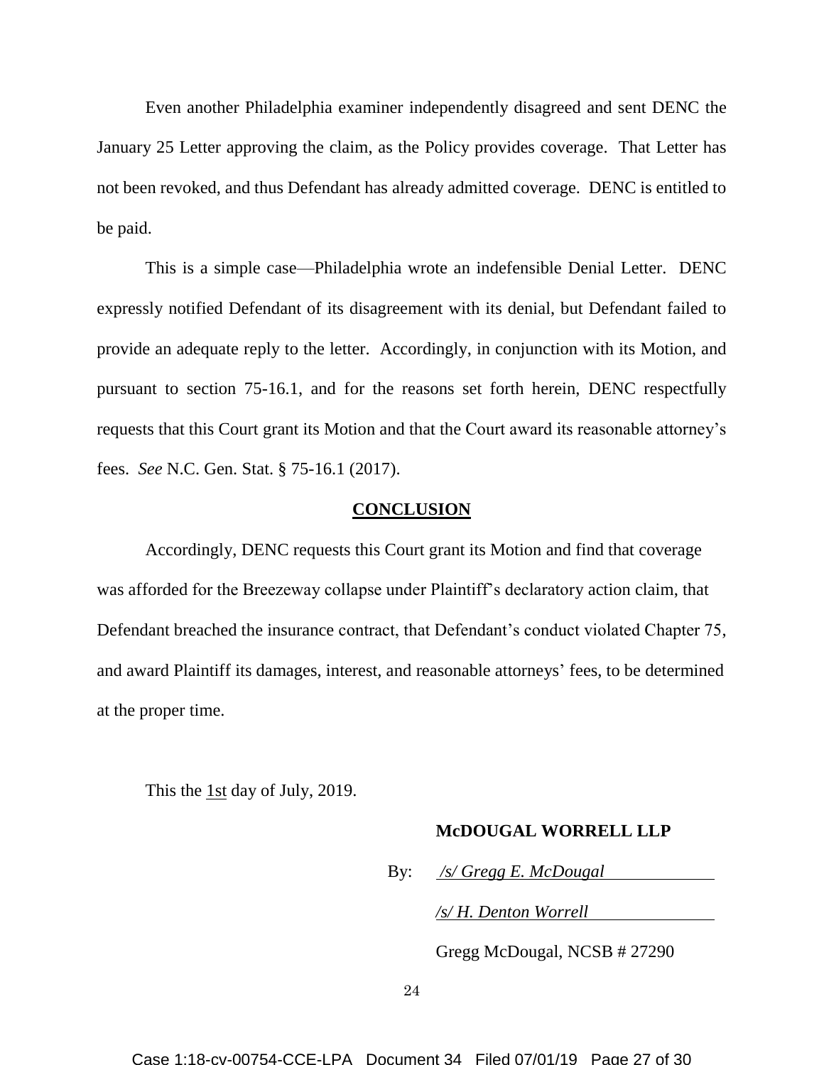Even another Philadelphia examiner independently disagreed and sent DENC the January 25 Letter approving the claim, as the Policy provides coverage. That Letter has not been revoked, and thus Defendant has already admitted coverage. DENC is entitled to be paid.

This is a simple case—Philadelphia wrote an indefensible Denial Letter. DENC expressly notified Defendant of its disagreement with its denial, but Defendant failed to provide an adequate reply to the letter. Accordingly, in conjunction with its Motion, and pursuant to section 75-16.1, and for the reasons set forth herein, DENC respectfully requests that this Court grant its Motion and that the Court award its reasonable attorney's fees. *See* N.C. Gen. Stat. § 75-16.1 (2017).

## **CONCLUSION**

Accordingly, DENC requests this Court grant its Motion and find that coverage was afforded for the Breezeway collapse under Plaintiff's declaratory action claim, that Defendant breached the insurance contract, that Defendant's conduct violated Chapter 75, and award Plaintiff its damages, interest, and reasonable attorneys' fees, to be determined at the proper time.

This the 1st day of July, 2019.

**McDOUGAL WORRELL LLP**

By: */s/ Gregg E. McDougal*

*/s/ H. Denton Worrell*

Gregg McDougal, NCSB # 27290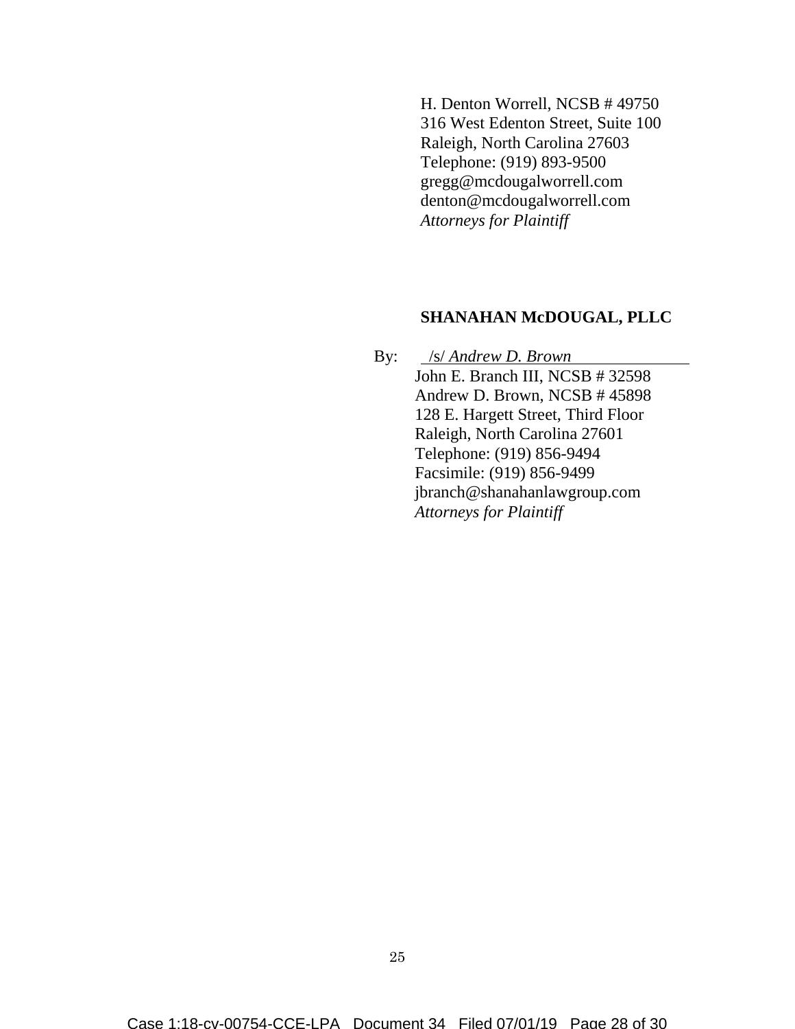H. Denton Worrell, NCSB # 49750
316 West Edenton Street, Suite 100
Raleigh, North Carolina 27603
Telephone: (919) 893-9500
gregg@mcdougalworrell.com
denton@mcdougalworrell.com
*Attorneys for Plaintiff*

**SHANAHAN McDOUGAL, PLLC**

By: /s/ *Andrew D. Brown*
John E. Branch III, NCSB # 32598
Andrew D. Brown, NCSB # 45898
128 E. Hargett Street, Third Floor
Raleigh, North Carolina 27601
Telephone: (919) 856-9494
Facsimile: (919) 856-9499
jbranch@shanahanlawgroup.com
*Attorneys for Plaintiff*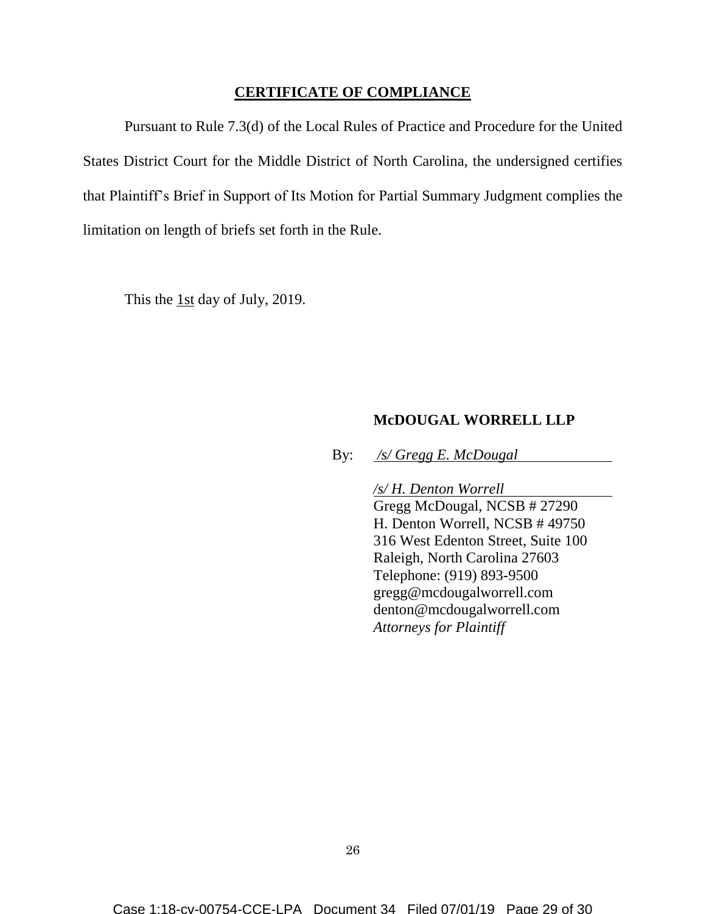## CERTIFICATE OF COMPLIANCE

Pursuant to Rule 7.3(d) of the Local Rules of Practice and Procedure for the United States District Court for the Middle District of North Carolina, the undersigned certifies that Plaintiff's Brief in Support of Its Motion for Partial Summary Judgment complies the limitation on length of briefs set forth in the Rule.

This the 1st day of July, 2019.

**McDOUGAL WORRELL LLP**

By: */s/ Gregg E. McDougal*

*/s/ H. Denton Worrell*
Gregg McDougal, NCSB # 27290
H. Denton Worrell, NCSB # 49750
316 West Edenton Street, Suite 100
Raleigh, North Carolina 27603
Telephone: (919) 893-9500
gregg@mcdougalworrell.com
denton@mcdougalworrell.com
*Attorneys for Plaintiff*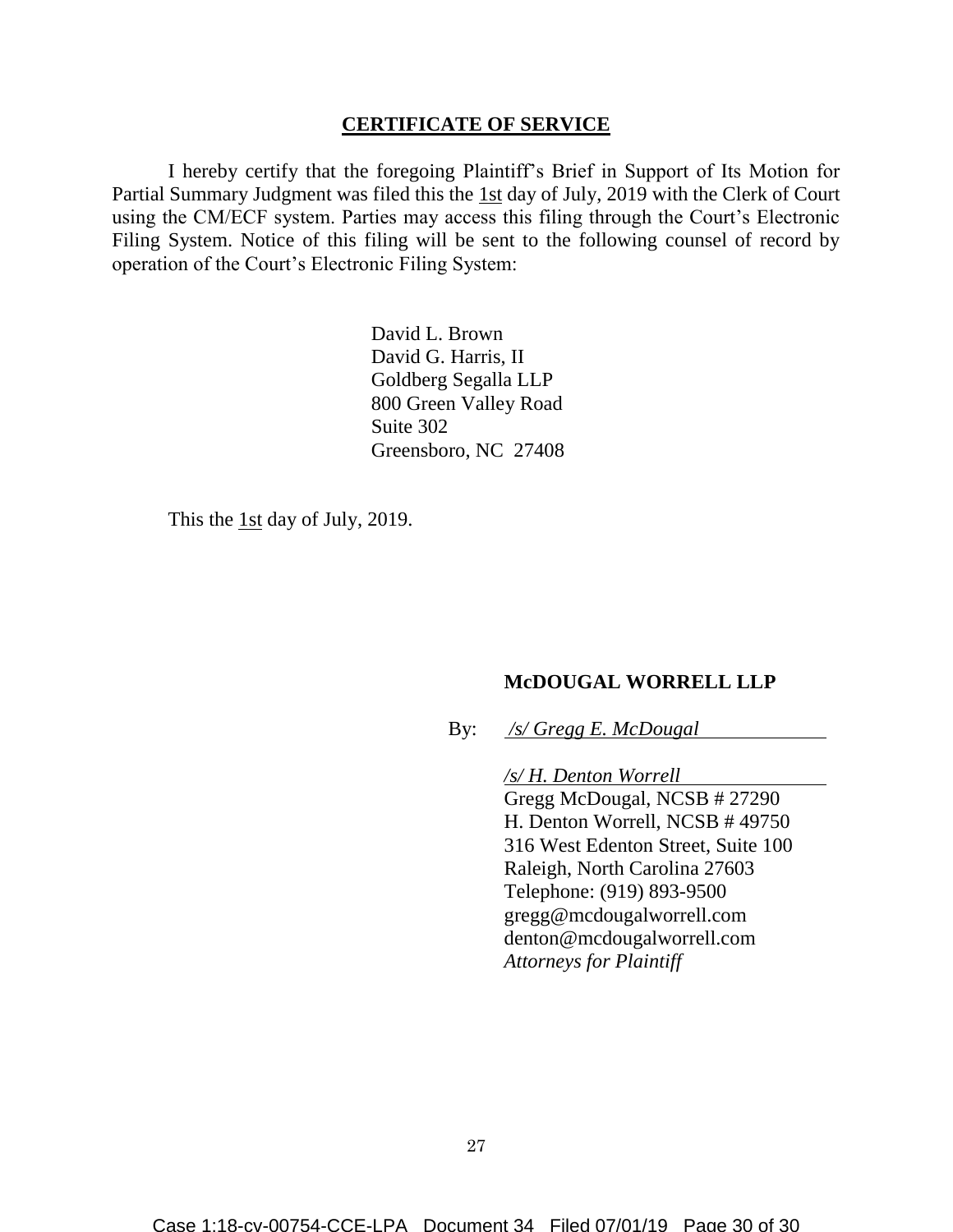## CERTIFICATE OF SERVICE

I hereby certify that the foregoing Plaintiff's Brief in Support of Its Motion for Partial Summary Judgment was filed this the 1st day of July, 2019 with the Clerk of Court using the CM/ECF system. Parties may access this filing through the Court's Electronic Filing System. Notice of this filing will be sent to the following counsel of record by operation of the Court's Electronic Filing System:

David L. Brown
David G. Harris, II
Goldberg Segalla LLP
800 Green Valley Road
Suite 302
Greensboro, NC 27408

This the 1st day of July, 2019.

**McDOUGAL WORRELL LLP**

By: */s/ Gregg E. McDougal*

*/s/ H. Denton Worrell*
Gregg McDougal, NCSB # 27290
H. Denton Worrell, NCSB # 49750
316 West Edenton Street, Suite 100
Raleigh, North Carolina 27603
Telephone: (919) 893-9500
gregg@mcdougalworrell.com
denton@mcdougalworrell.com
*Attorneys for Plaintiff*